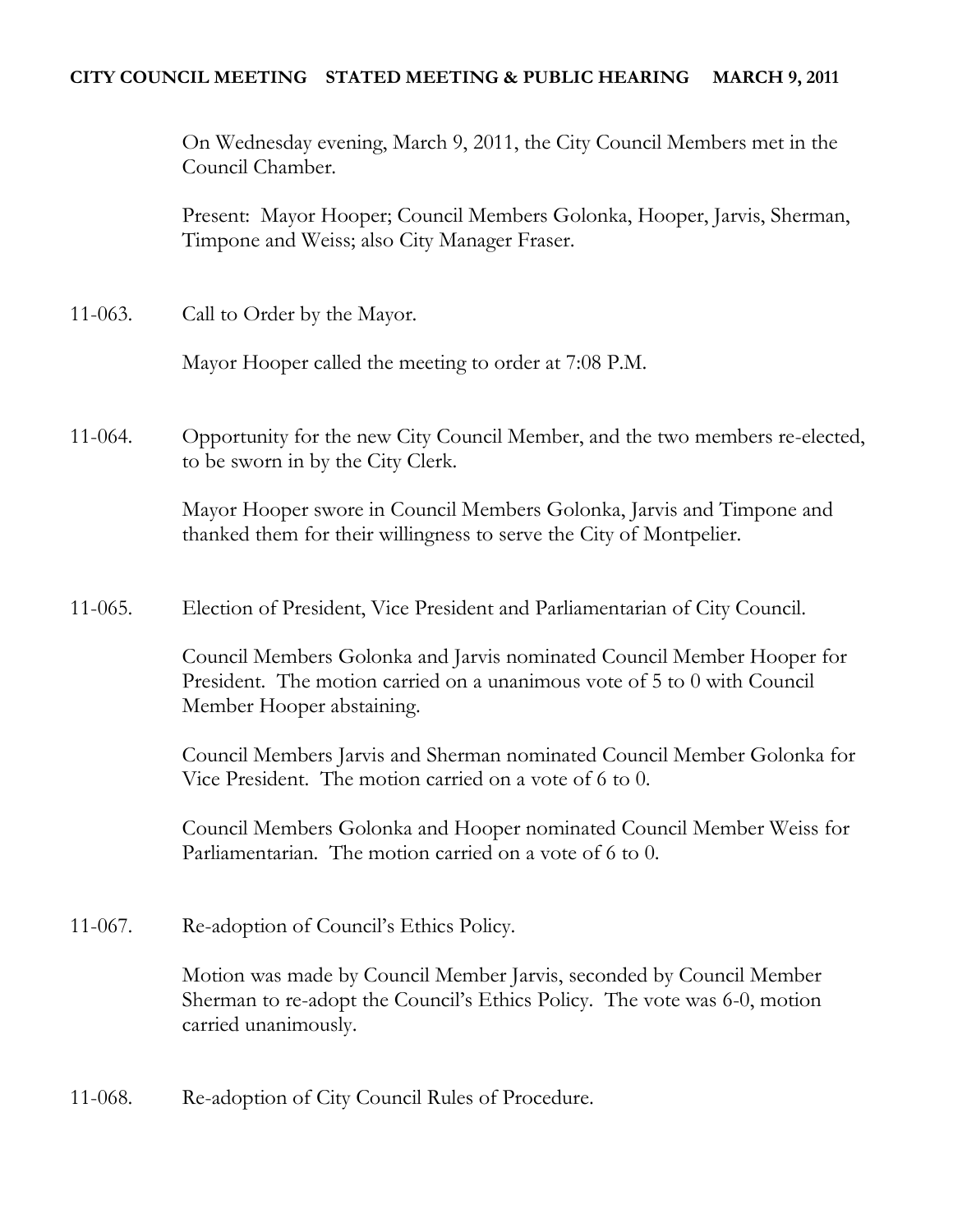**CITY COUNCIL MEETING STATED MEETING & PUBLIC HEARING MARCH 9, 2011**

On Wednesday evening, March 9, 2011, the City Council Members met in the Council Chamber.

Present: Mayor Hooper; Council Members Golonka, Hooper, Jarvis, Sherman, Timpone and Weiss; also City Manager Fraser.

11-063. Call to Order by the Mayor.

Mayor Hooper called the meeting to order at 7:08 P.M.

11-064. Opportunity for the new City Council Member, and the two members re-elected, to be sworn in by the City Clerk.

Mayor Hooper swore in Council Members Golonka, Jarvis and Timpone and thanked them for their willingness to serve the City of Montpelier.

11-065. Election of President, Vice President and Parliamentarian of City Council.

Council Members Golonka and Jarvis nominated Council Member Hooper for President. The motion carried on a unanimous vote of 5 to 0 with Council Member Hooper abstaining.

Council Members Jarvis and Sherman nominated Council Member Golonka for Vice President. The motion carried on a vote of 6 to 0.

Council Members Golonka and Hooper nominated Council Member Weiss for Parliamentarian. The motion carried on a vote of 6 to 0.

11-067. Re-adoption of Council's Ethics Policy.

Motion was made by Council Member Jarvis, seconded by Council Member Sherman to re-adopt the Council's Ethics Policy. The vote was 6-0, motion carried unanimously.

11-068. Re-adoption of City Council Rules of Procedure.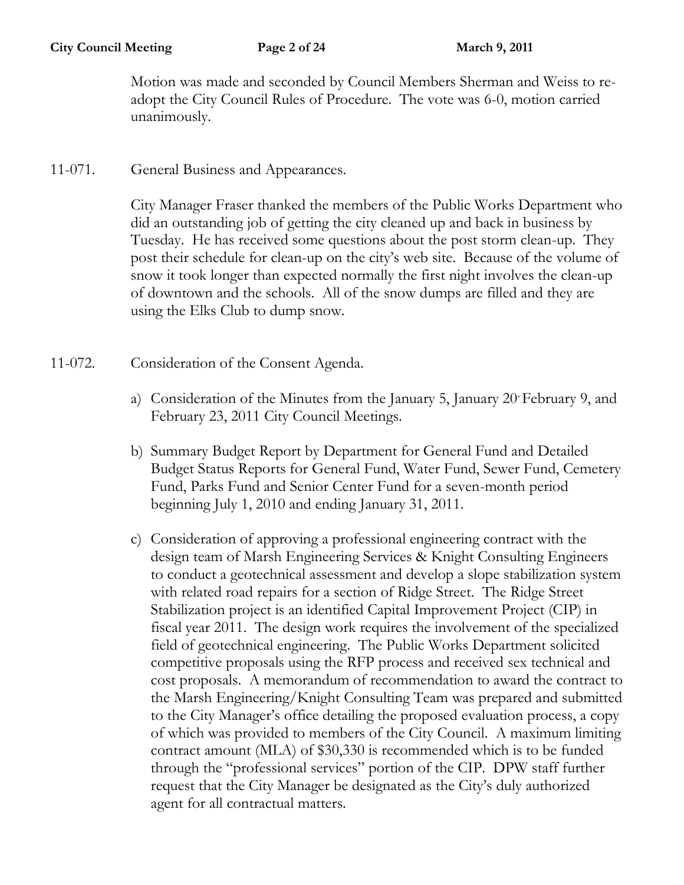Motion was made and seconded by Council Members Sherman and Weiss to re-adopt the City Council Rules of Procedure. The vote was 6-0, motion carried unanimously.

11-071. General Business and Appearances.

City Manager Fraser thanked the members of the Public Works Department who did an outstanding job of getting the city cleaned up and back in business by Tuesday. He has received some questions about the post storm clean-up. They post their schedule for clean-up on the city's web site. Because of the volume of snow it took longer than expected normally the first night involves the clean-up of downtown and the schools. All of the snow dumps are filled and they are using the Elks Club to dump snow.

11-072. Consideration of the Consent Agenda.

a) Consideration of the Minutes from the January 5, January 20, February 9, and February 23, 2011 City Council Meetings.

b) Summary Budget Report by Department for General Fund and Detailed Budget Status Reports for General Fund, Water Fund, Sewer Fund, Cemetery Fund, Parks Fund and Senior Center Fund for a seven-month period beginning July 1, 2010 and ending January 31, 2011.

c) Consideration of approving a professional engineering contract with the design team of Marsh Engineering Services & Knight Consulting Engineers to conduct a geotechnical assessment and develop a slope stabilization system with related road repairs for a section of Ridge Street. The Ridge Street Stabilization project is an identified Capital Improvement Project (CIP) in fiscal year 2011. The design work requires the involvement of the specialized field of geotechnical engineering. The Public Works Department solicited competitive proposals using the RFP process and received sex technical and cost proposals. A memorandum of recommendation to award the contract to the Marsh Engineering/Knight Consulting Team was prepared and submitted to the City Manager's office detailing the proposed evaluation process, a copy of which was provided to members of the City Council. A maximum limiting contract amount (MLA) of $30,330 is recommended which is to be funded through the "professional services" portion of the CIP. DPW staff further request that the City Manager be designated as the City's duly authorized agent for all contractual matters.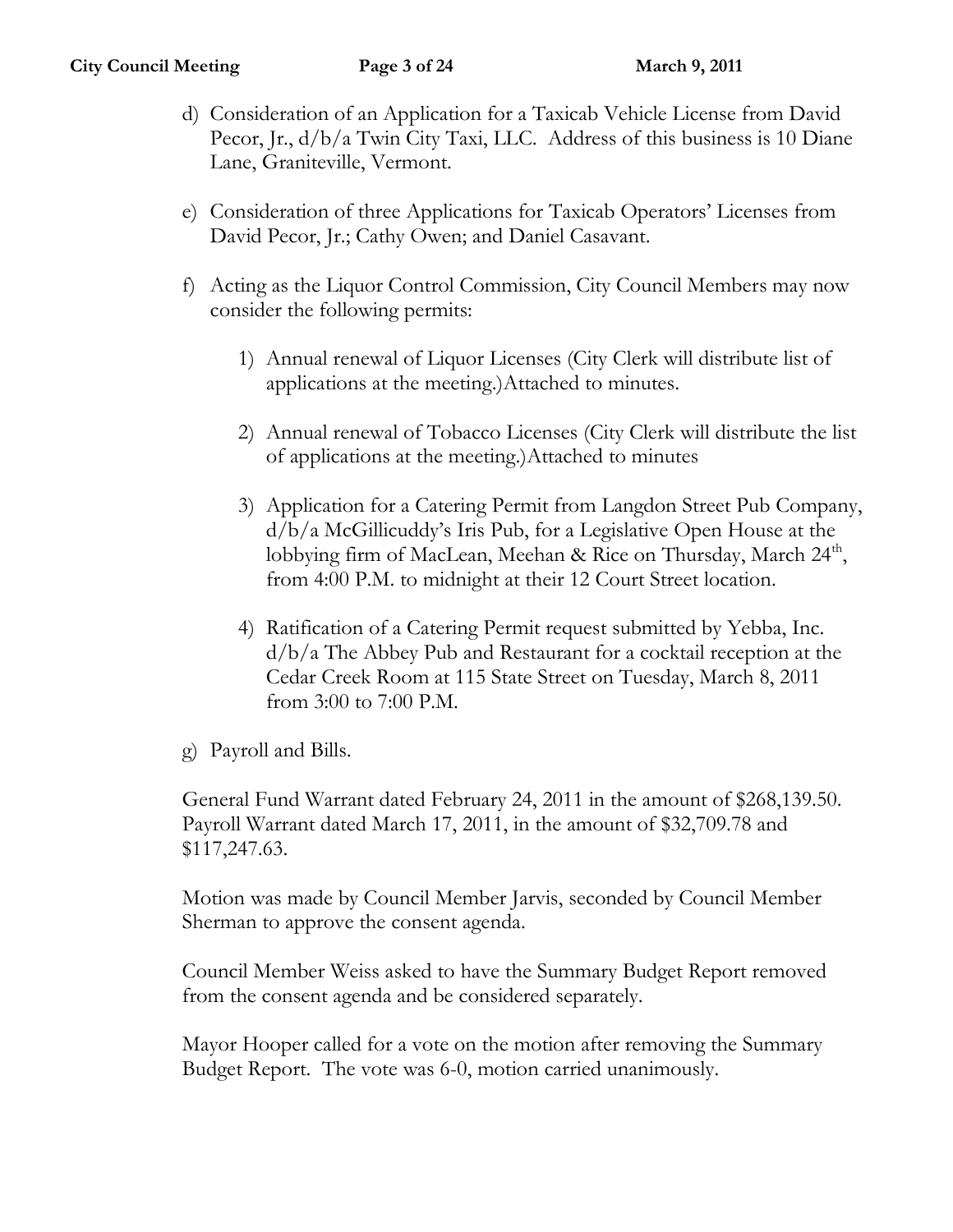d) Consideration of an Application for a Taxicab Vehicle License from David Pecor, Jr., d/b/a Twin City Taxi, LLC. Address of this business is 10 Diane Lane, Graniteville, Vermont.

e) Consideration of three Applications for Taxicab Operators' Licenses from David Pecor, Jr.; Cathy Owen; and Daniel Casavant.

f) Acting as the Liquor Control Commission, City Council Members may now consider the following permits:

   1) Annual renewal of Liquor Licenses (City Clerk will distribute list of applications at the meeting.)Attached to minutes.

   2) Annual renewal of Tobacco Licenses (City Clerk will distribute the list of applications at the meeting.)Attached to minutes

   3) Application for a Catering Permit from Langdon Street Pub Company, d/b/a McGillicuddy's Iris Pub, for a Legislative Open House at the lobbying firm of MacLean, Meehan & Rice on Thursday, March 24th, from 4:00 P.M. to midnight at their 12 Court Street location.

   4) Ratification of a Catering Permit request submitted by Yebba, Inc. d/b/a The Abbey Pub and Restaurant for a cocktail reception at the Cedar Creek Room at 115 State Street on Tuesday, March 8, 2011 from 3:00 to 7:00 P.M.

g) Payroll and Bills.

General Fund Warrant dated February 24, 2011 in the amount of $268,139.50. Payroll Warrant dated March 17, 2011, in the amount of $32,709.78 and $117,247.63.

Motion was made by Council Member Jarvis, seconded by Council Member Sherman to approve the consent agenda.

Council Member Weiss asked to have the Summary Budget Report removed from the consent agenda and be considered separately.

Mayor Hooper called for a vote on the motion after removing the Summary Budget Report. The vote was 6-0, motion carried unanimously.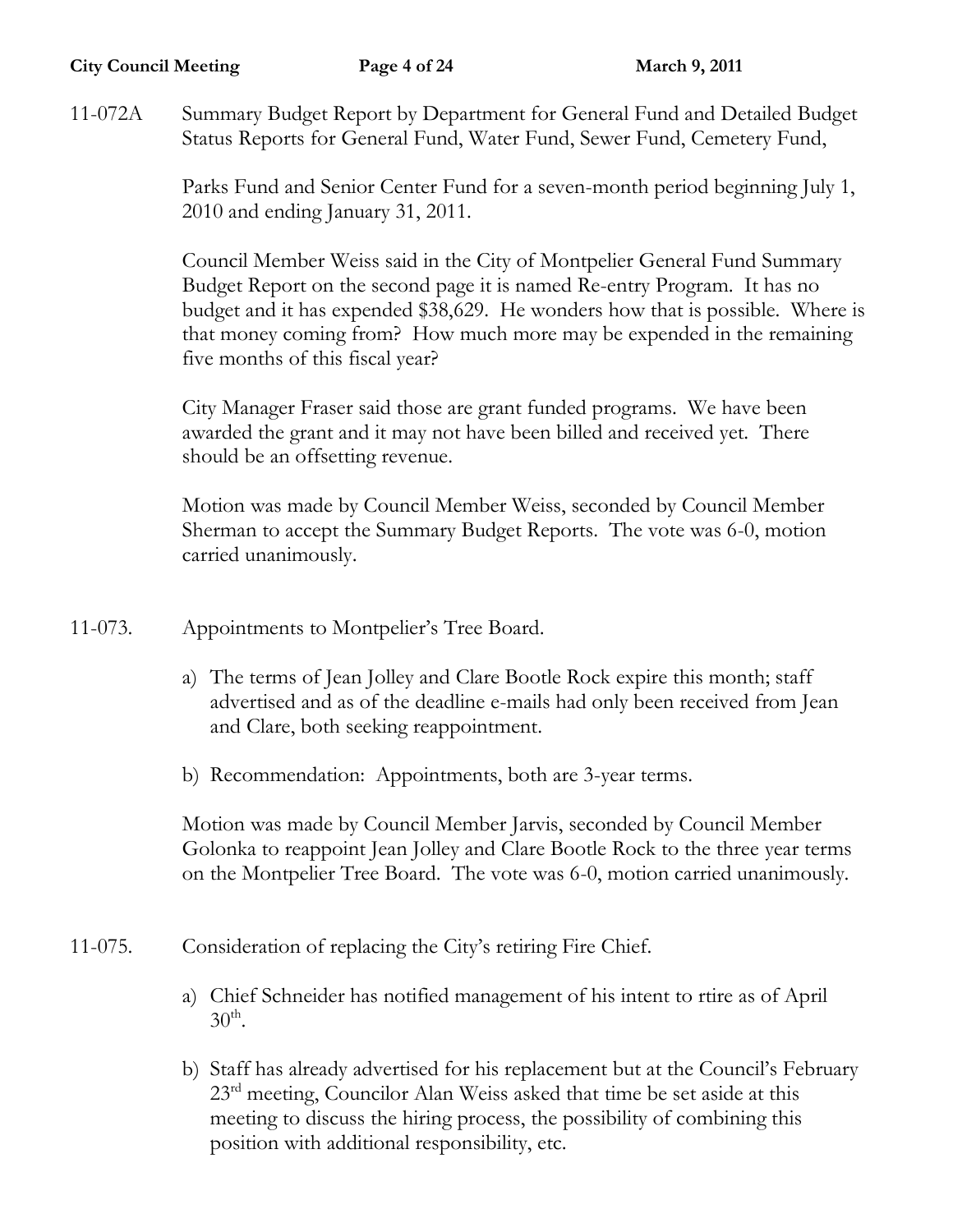11-072A Summary Budget Report by Department for General Fund and Detailed Budget Status Reports for General Fund, Water Fund, Sewer Fund, Cemetery Fund,

Parks Fund and Senior Center Fund for a seven-month period beginning July 1, 2010 and ending January 31, 2011.

Council Member Weiss said in the City of Montpelier General Fund Summary Budget Report on the second page it is named Re-entry Program. It has no budget and it has expended $38,629. He wonders how that is possible. Where is that money coming from? How much more may be expended in the remaining five months of this fiscal year?

City Manager Fraser said those are grant funded programs. We have been awarded the grant and it may not have been billed and received yet. There should be an offsetting revenue.

Motion was made by Council Member Weiss, seconded by Council Member Sherman to accept the Summary Budget Reports. The vote was 6-0, motion carried unanimously.

11-073. Appointments to Montpelier's Tree Board.

a) The terms of Jean Jolley and Clare Bootle Rock expire this month; staff advertised and as of the deadline e-mails had only been received from Jean and Clare, both seeking reappointment.

b) Recommendation: Appointments, both are 3-year terms.

Motion was made by Council Member Jarvis, seconded by Council Member Golonka to reappoint Jean Jolley and Clare Bootle Rock to the three year terms on the Montpelier Tree Board. The vote was 6-0, motion carried unanimously.

11-075. Consideration of replacing the City's retiring Fire Chief.

a) Chief Schneider has notified management of his intent to rtire as of April 30th.

b) Staff has already advertised for his replacement but at the Council's February 23rd meeting, Councilor Alan Weiss asked that time be set aside at this meeting to discuss the hiring process, the possibility of combining this position with additional responsibility, etc.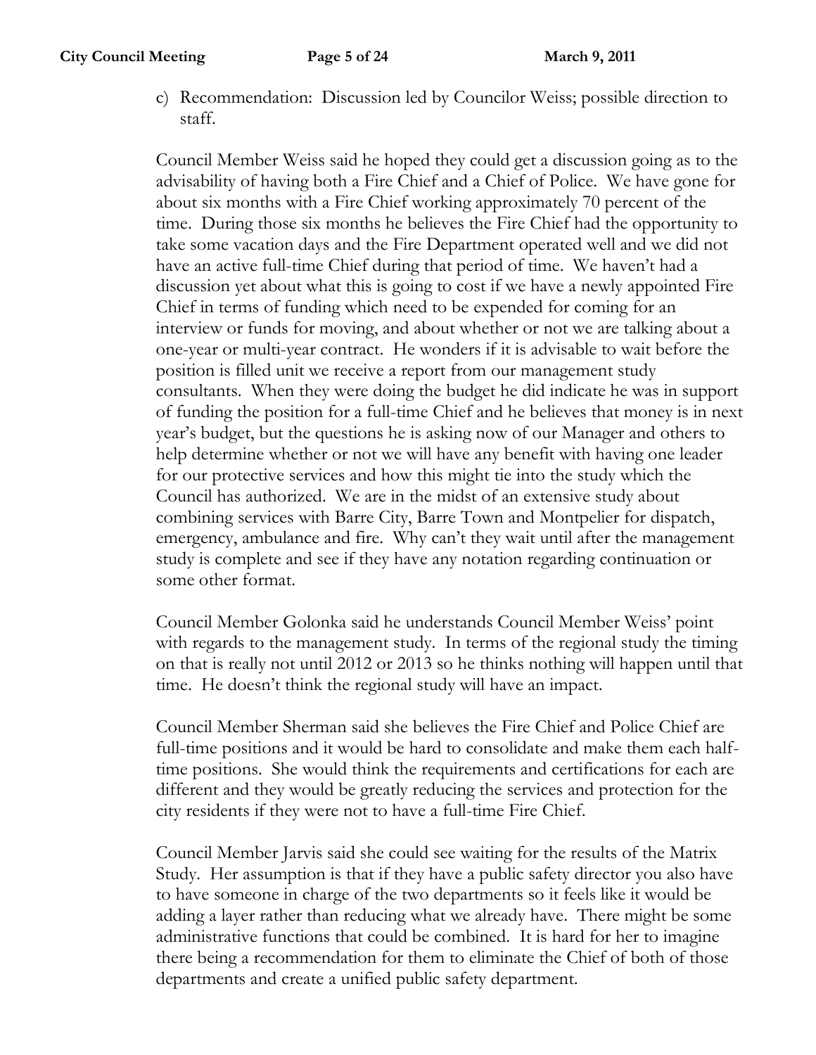c) Recommendation: Discussion led by Councilor Weiss; possible direction to staff.

Council Member Weiss said he hoped they could get a discussion going as to the advisability of having both a Fire Chief and a Chief of Police. We have gone for about six months with a Fire Chief working approximately 70 percent of the time. During those six months he believes the Fire Chief had the opportunity to take some vacation days and the Fire Department operated well and we did not have an active full-time Chief during that period of time. We haven't had a discussion yet about what this is going to cost if we have a newly appointed Fire Chief in terms of funding which need to be expended for coming for an interview or funds for moving, and about whether or not we are talking about a one-year or multi-year contract. He wonders if it is advisable to wait before the position is filled unit we receive a report from our management study consultants. When they were doing the budget he did indicate he was in support of funding the position for a full-time Chief and he believes that money is in next year's budget, but the questions he is asking now of our Manager and others to help determine whether or not we will have any benefit with having one leader for our protective services and how this might tie into the study which the Council has authorized. We are in the midst of an extensive study about combining services with Barre City, Barre Town and Montpelier for dispatch, emergency, ambulance and fire. Why can't they wait until after the management study is complete and see if they have any notation regarding continuation or some other format.

Council Member Golonka said he understands Council Member Weiss' point with regards to the management study. In terms of the regional study the timing on that is really not until 2012 or 2013 so he thinks nothing will happen until that time. He doesn't think the regional study will have an impact.

Council Member Sherman said she believes the Fire Chief and Police Chief are full-time positions and it would be hard to consolidate and make them each half-time positions. She would think the requirements and certifications for each are different and they would be greatly reducing the services and protection for the city residents if they were not to have a full-time Fire Chief.

Council Member Jarvis said she could see waiting for the results of the Matrix Study. Her assumption is that if they have a public safety director you also have to have someone in charge of the two departments so it feels like it would be adding a layer rather than reducing what we already have. There might be some administrative functions that could be combined. It is hard for her to imagine there being a recommendation for them to eliminate the Chief of both of those departments and create a unified public safety department.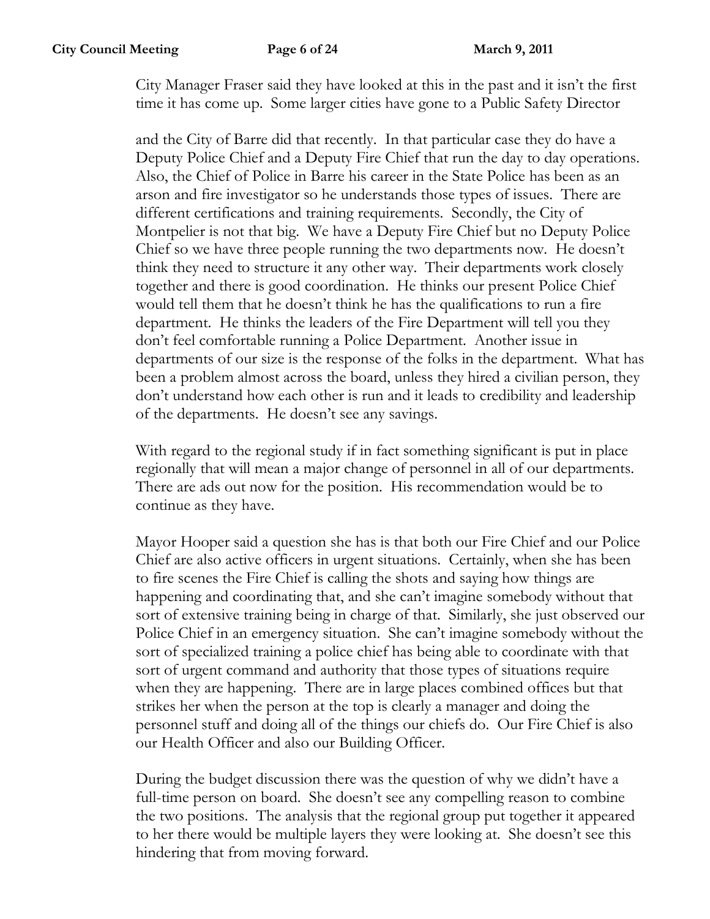City Manager Fraser said they have looked at this in the past and it isn't the first time it has come up. Some larger cities have gone to a Public Safety Director and the City of Barre did that recently. In that particular case they do have a Deputy Police Chief and a Deputy Fire Chief that run the day to day operations. Also, the Chief of Police in Barre his career in the State Police has been as an arson and fire investigator so he understands those types of issues. There are different certifications and training requirements. Secondly, the City of Montpelier is not that big. We have a Deputy Fire Chief but no Deputy Police Chief so we have three people running the two departments now. He doesn't think they need to structure it any other way. Their departments work closely together and there is good coordination. He thinks our present Police Chief would tell them that he doesn't think he has the qualifications to run a fire department. He thinks the leaders of the Fire Department will tell you they don't feel comfortable running a Police Department. Another issue in departments of our size is the response of the folks in the department. What has been a problem almost across the board, unless they hired a civilian person, they don't understand how each other is run and it leads to credibility and leadership of the departments. He doesn't see any savings.

With regard to the regional study if in fact something significant is put in place regionally that will mean a major change of personnel in all of our departments. There are ads out now for the position. His recommendation would be to continue as they have.

Mayor Hooper said a question she has is that both our Fire Chief and our Police Chief are also active officers in urgent situations. Certainly, when she has been to fire scenes the Fire Chief is calling the shots and saying how things are happening and coordinating that, and she can't imagine somebody without that sort of extensive training being in charge of that. Similarly, she just observed our Police Chief in an emergency situation. She can't imagine somebody without the sort of specialized training a police chief has being able to coordinate with that sort of urgent command and authority that those types of situations require when they are happening. There are in large places combined offices but that strikes her when the person at the top is clearly a manager and doing the personnel stuff and doing all of the things our chiefs do. Our Fire Chief is also our Health Officer and also our Building Officer.

During the budget discussion there was the question of why we didn't have a full-time person on board. She doesn't see any compelling reason to combine the two positions. The analysis that the regional group put together it appeared to her there would be multiple layers they were looking at. She doesn't see this hindering that from moving forward.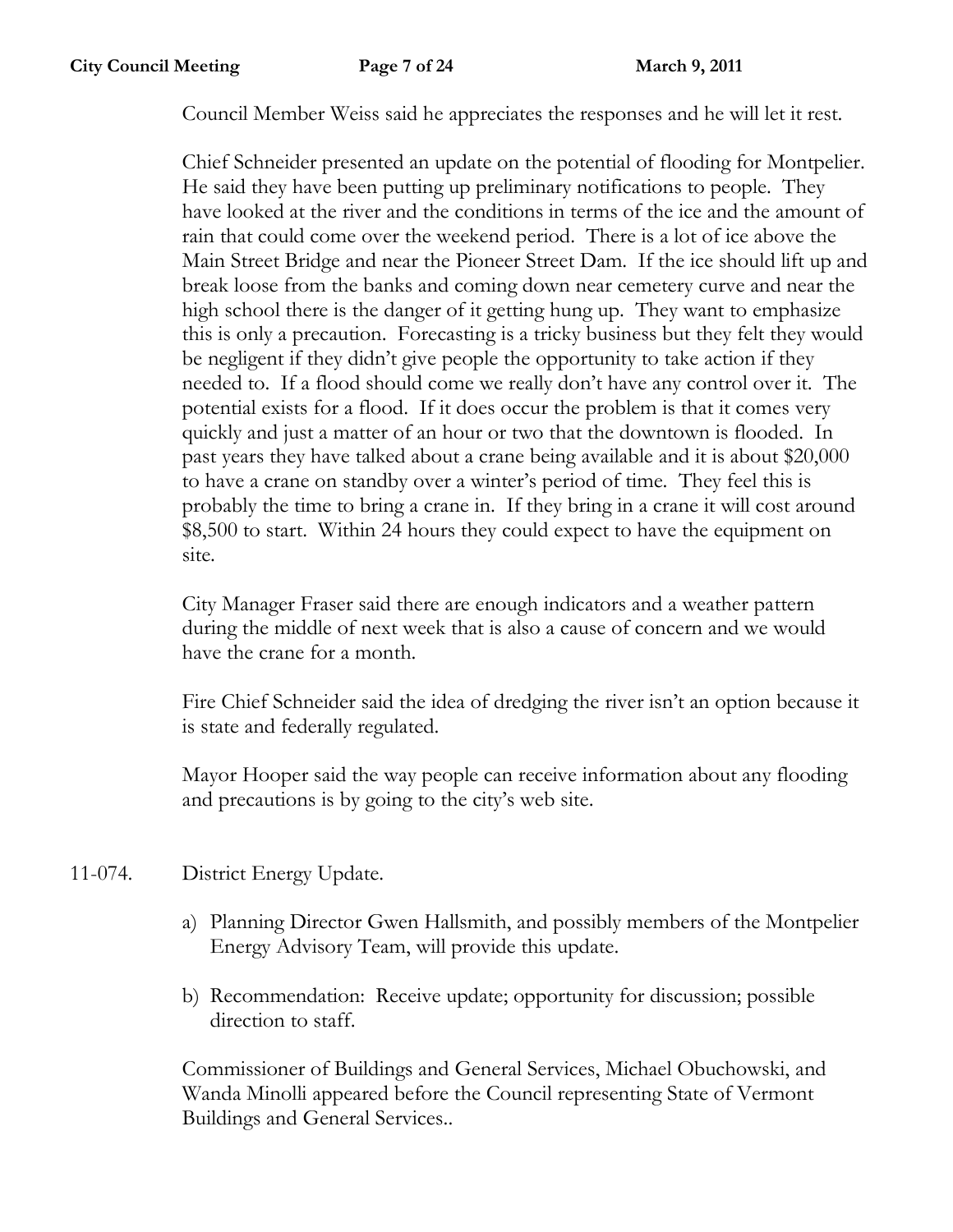Council Member Weiss said he appreciates the responses and he will let it rest.

Chief Schneider presented an update on the potential of flooding for Montpelier. He said they have been putting up preliminary notifications to people. They have looked at the river and the conditions in terms of the ice and the amount of rain that could come over the weekend period. There is a lot of ice above the Main Street Bridge and near the Pioneer Street Dam. If the ice should lift up and break loose from the banks and coming down near cemetery curve and near the high school there is the danger of it getting hung up. They want to emphasize this is only a precaution. Forecasting is a tricky business but they felt they would be negligent if they didn't give people the opportunity to take action if they needed to. If a flood should come we really don't have any control over it. The potential exists for a flood. If it does occur the problem is that it comes very quickly and just a matter of an hour or two that the downtown is flooded. In past years they have talked about a crane being available and it is about $20,000 to have a crane on standby over a winter's period of time. They feel this is probably the time to bring a crane in. If they bring in a crane it will cost around $8,500 to start. Within 24 hours they could expect to have the equipment on site.

City Manager Fraser said there are enough indicators and a weather pattern during the middle of next week that is also a cause of concern and we would have the crane for a month.

Fire Chief Schneider said the idea of dredging the river isn't an option because it is state and federally regulated.

Mayor Hooper said the way people can receive information about any flooding and precautions is by going to the city's web site.

11-074. District Energy Update.

a) Planning Director Gwen Hallsmith, and possibly members of the Montpelier Energy Advisory Team, will provide this update.

b) Recommendation: Receive update; opportunity for discussion; possible direction to staff.

Commissioner of Buildings and General Services, Michael Obuchowski, and Wanda Minolli appeared before the Council representing State of Vermont Buildings and General Services..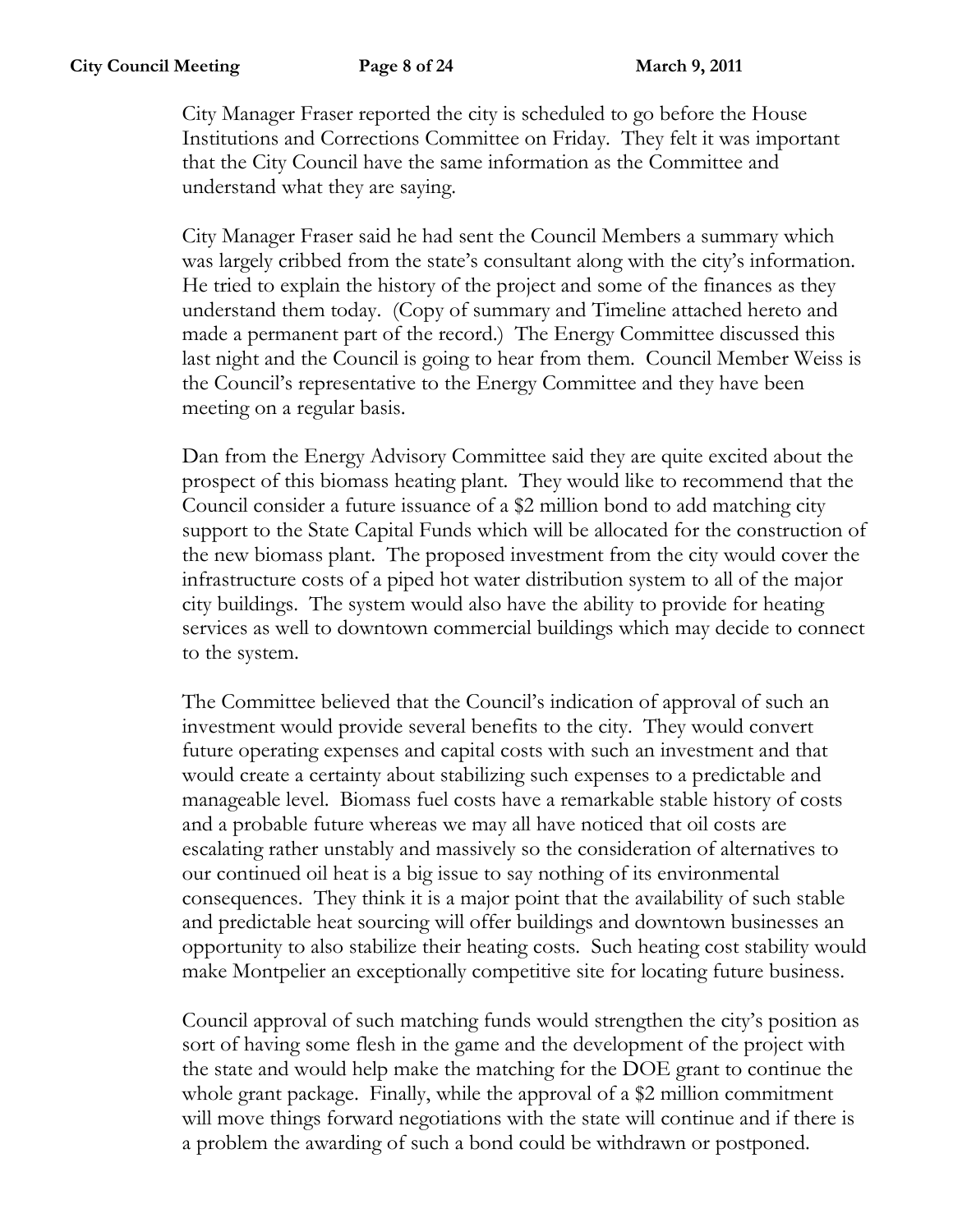City Manager Fraser reported the city is scheduled to go before the House Institutions and Corrections Committee on Friday. They felt it was important that the City Council have the same information as the Committee and understand what they are saying.

City Manager Fraser said he had sent the Council Members a summary which was largely cribbed from the state's consultant along with the city's information. He tried to explain the history of the project and some of the finances as they understand them today. (Copy of summary and Timeline attached hereto and made a permanent part of the record.) The Energy Committee discussed this last night and the Council is going to hear from them. Council Member Weiss is the Council's representative to the Energy Committee and they have been meeting on a regular basis.

Dan from the Energy Advisory Committee said they are quite excited about the prospect of this biomass heating plant. They would like to recommend that the Council consider a future issuance of a $2 million bond to add matching city support to the State Capital Funds which will be allocated for the construction of the new biomass plant. The proposed investment from the city would cover the infrastructure costs of a piped hot water distribution system to all of the major city buildings. The system would also have the ability to provide for heating services as well to downtown commercial buildings which may decide to connect to the system.

The Committee believed that the Council's indication of approval of such an investment would provide several benefits to the city. They would convert future operating expenses and capital costs with such an investment and that would create a certainty about stabilizing such expenses to a predictable and manageable level. Biomass fuel costs have a remarkable stable history of costs and a probable future whereas we may all have noticed that oil costs are escalating rather unstably and massively so the consideration of alternatives to our continued oil heat is a big issue to say nothing of its environmental consequences. They think it is a major point that the availability of such stable and predictable heat sourcing will offer buildings and downtown businesses an opportunity to also stabilize their heating costs. Such heating cost stability would make Montpelier an exceptionally competitive site for locating future business.

Council approval of such matching funds would strengthen the city's position as sort of having some flesh in the game and the development of the project with the state and would help make the matching for the DOE grant to continue the whole grant package. Finally, while the approval of a $2 million commitment will move things forward negotiations with the state will continue and if there is a problem the awarding of such a bond could be withdrawn or postponed.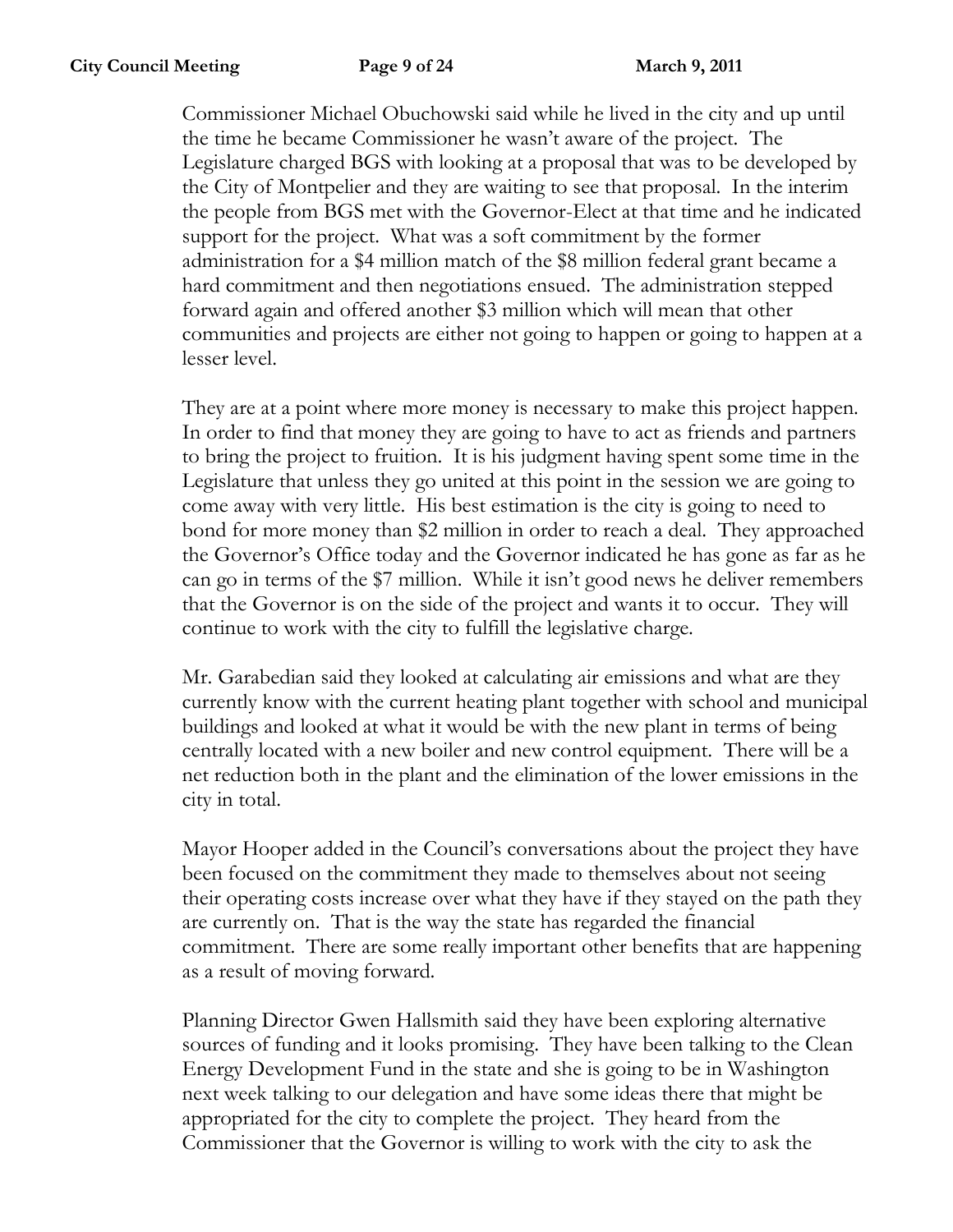Commissioner Michael Obuchowski said while he lived in the city and up until the time he became Commissioner he wasn't aware of the project. The Legislature charged BGS with looking at a proposal that was to be developed by the City of Montpelier and they are waiting to see that proposal. In the interim the people from BGS met with the Governor-Elect at that time and he indicated support for the project. What was a soft commitment by the former administration for a $4 million match of the $8 million federal grant became a hard commitment and then negotiations ensued. The administration stepped forward again and offered another $3 million which will mean that other communities and projects are either not going to happen or going to happen at a lesser level.

They are at a point where more money is necessary to make this project happen. In order to find that money they are going to have to act as friends and partners to bring the project to fruition. It is his judgment having spent some time in the Legislature that unless they go united at this point in the session we are going to come away with very little. His best estimation is the city is going to need to bond for more money than $2 million in order to reach a deal. They approached the Governor's Office today and the Governor indicated he has gone as far as he can go in terms of the $7 million. While it isn't good news he deliver remembers that the Governor is on the side of the project and wants it to occur. They will continue to work with the city to fulfill the legislative charge.

Mr. Garabedian said they looked at calculating air emissions and what are they currently know with the current heating plant together with school and municipal buildings and looked at what it would be with the new plant in terms of being centrally located with a new boiler and new control equipment. There will be a net reduction both in the plant and the elimination of the lower emissions in the city in total.

Mayor Hooper added in the Council's conversations about the project they have been focused on the commitment they made to themselves about not seeing their operating costs increase over what they have if they stayed on the path they are currently on. That is the way the state has regarded the financial commitment. There are some really important other benefits that are happening as a result of moving forward.

Planning Director Gwen Hallsmith said they have been exploring alternative sources of funding and it looks promising. They have been talking to the Clean Energy Development Fund in the state and she is going to be in Washington next week talking to our delegation and have some ideas there that might be appropriated for the city to complete the project. They heard from the Commissioner that the Governor is willing to work with the city to ask the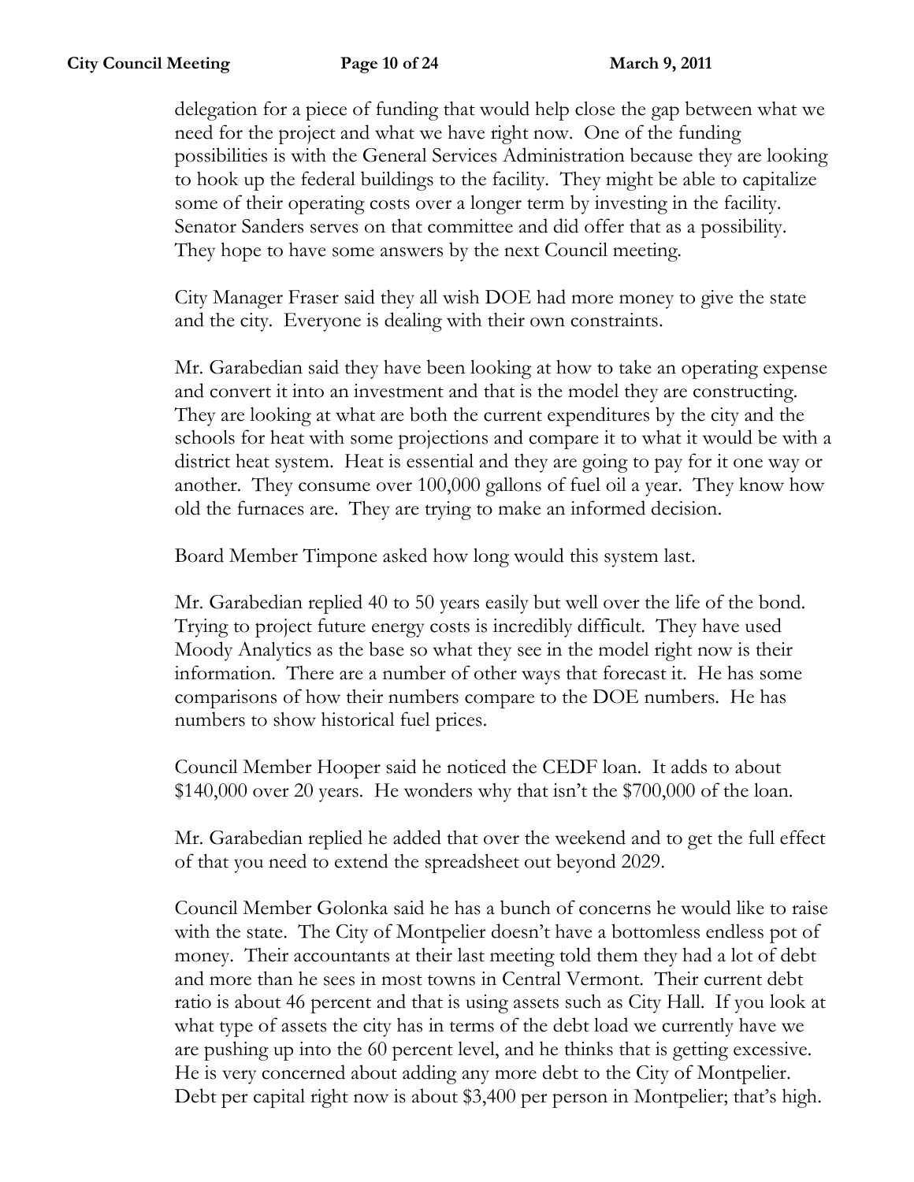delegation for a piece of funding that would help close the gap between what we need for the project and what we have right now. One of the funding possibilities is with the General Services Administration because they are looking to hook up the federal buildings to the facility. They might be able to capitalize some of their operating costs over a longer term by investing in the facility. Senator Sanders serves on that committee and did offer that as a possibility. They hope to have some answers by the next Council meeting.

City Manager Fraser said they all wish DOE had more money to give the state and the city. Everyone is dealing with their own constraints.

Mr. Garabedian said they have been looking at how to take an operating expense and convert it into an investment and that is the model they are constructing. They are looking at what are both the current expenditures by the city and the schools for heat with some projections and compare it to what it would be with a district heat system. Heat is essential and they are going to pay for it one way or another. They consume over 100,000 gallons of fuel oil a year. They know how old the furnaces are. They are trying to make an informed decision.

Board Member Timpone asked how long would this system last.

Mr. Garabedian replied 40 to 50 years easily but well over the life of the bond. Trying to project future energy costs is incredibly difficult. They have used Moody Analytics as the base so what they see in the model right now is their information. There are a number of other ways that forecast it. He has some comparisons of how their numbers compare to the DOE numbers. He has numbers to show historical fuel prices.

Council Member Hooper said he noticed the CEDF loan. It adds to about \$140,000 over 20 years. He wonders why that isn't the \$700,000 of the loan.

Mr. Garabedian replied he added that over the weekend and to get the full effect of that you need to extend the spreadsheet out beyond 2029.

Council Member Golonka said he has a bunch of concerns he would like to raise with the state. The City of Montpelier doesn't have a bottomless endless pot of money. Their accountants at their last meeting told them they had a lot of debt and more than he sees in most towns in Central Vermont. Their current debt ratio is about 46 percent and that is using assets such as City Hall. If you look at what type of assets the city has in terms of the debt load we currently have we are pushing up into the 60 percent level, and he thinks that is getting excessive. He is very concerned about adding any more debt to the City of Montpelier. Debt per capital right now is about \$3,400 per person in Montpelier; that's high.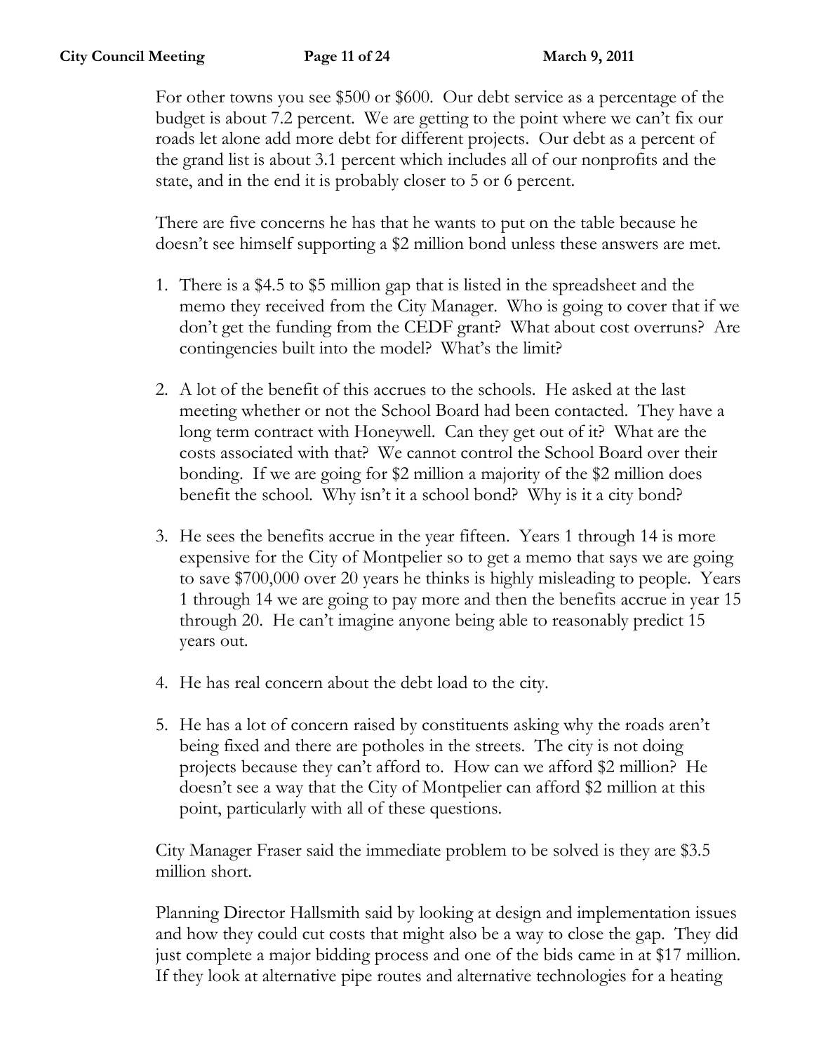For other towns you see $500 or $600. Our debt service as a percentage of the budget is about 7.2 percent. We are getting to the point where we can't fix our roads let alone add more debt for different projects. Our debt as a percent of the grand list is about 3.1 percent which includes all of our nonprofits and the state, and in the end it is probably closer to 5 or 6 percent.

There are five concerns he has that he wants to put on the table because he doesn't see himself supporting a $2 million bond unless these answers are met.

1. There is a $4.5 to $5 million gap that is listed in the spreadsheet and the memo they received from the City Manager. Who is going to cover that if we don't get the funding from the CEDF grant? What about cost overruns? Are contingencies built into the model? What's the limit?

2. A lot of the benefit of this accrues to the schools. He asked at the last meeting whether or not the School Board had been contacted. They have a long term contract with Honeywell. Can they get out of it? What are the costs associated with that? We cannot control the School Board over their bonding. If we are going for $2 million a majority of the $2 million does benefit the school. Why isn't it a school bond? Why is it a city bond?

3. He sees the benefits accrue in the year fifteen. Years 1 through 14 is more expensive for the City of Montpelier so to get a memo that says we are going to save $700,000 over 20 years he thinks is highly misleading to people. Years 1 through 14 we are going to pay more and then the benefits accrue in year 15 through 20. He can't imagine anyone being able to reasonably predict 15 years out.

4. He has real concern about the debt load to the city.

5. He has a lot of concern raised by constituents asking why the roads aren't being fixed and there are potholes in the streets. The city is not doing projects because they can't afford to. How can we afford $2 million? He doesn't see a way that the City of Montpelier can afford $2 million at this point, particularly with all of these questions.

City Manager Fraser said the immediate problem to be solved is they are $3.5 million short.

Planning Director Hallsmith said by looking at design and implementation issues and how they could cut costs that might also be a way to close the gap. They did just complete a major bidding process and one of the bids came in at $17 million. If they look at alternative pipe routes and alternative technologies for a heating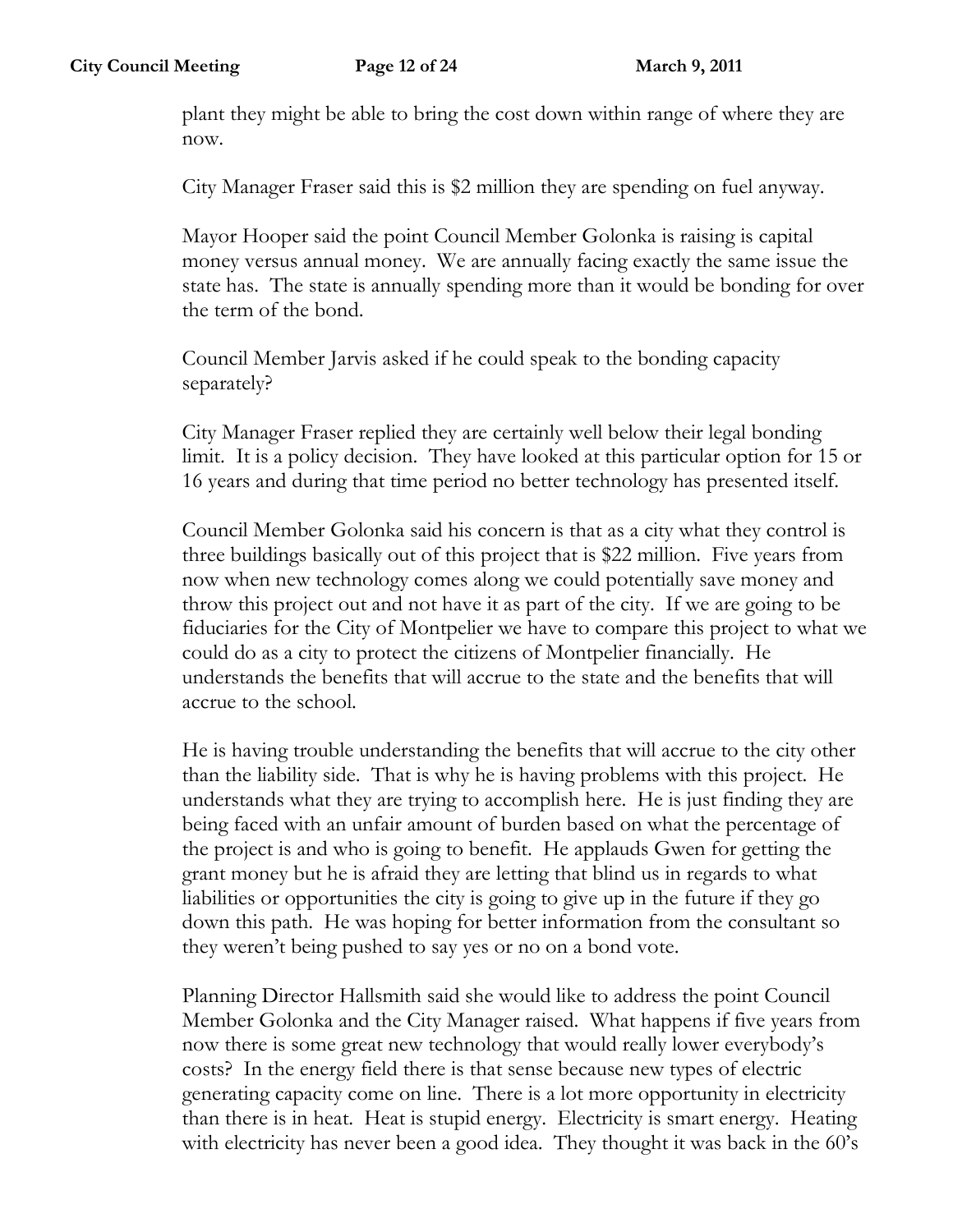plant they might be able to bring the cost down within range of where they are now.

City Manager Fraser said this is $2 million they are spending on fuel anyway.

Mayor Hooper said the point Council Member Golonka is raising is capital money versus annual money. We are annually facing exactly the same issue the state has. The state is annually spending more than it would be bonding for over the term of the bond.

Council Member Jarvis asked if he could speak to the bonding capacity separately?

City Manager Fraser replied they are certainly well below their legal bonding limit. It is a policy decision. They have looked at this particular option for 15 or 16 years and during that time period no better technology has presented itself.

Council Member Golonka said his concern is that as a city what they control is three buildings basically out of this project that is $22 million. Five years from now when new technology comes along we could potentially save money and throw this project out and not have it as part of the city. If we are going to be fiduciaries for the City of Montpelier we have to compare this project to what we could do as a city to protect the citizens of Montpelier financially. He understands the benefits that will accrue to the state and the benefits that will accrue to the school.

He is having trouble understanding the benefits that will accrue to the city other than the liability side. That is why he is having problems with this project. He understands what they are trying to accomplish here. He is just finding they are being faced with an unfair amount of burden based on what the percentage of the project is and who is going to benefit. He applauds Gwen for getting the grant money but he is afraid they are letting that blind us in regards to what liabilities or opportunities the city is going to give up in the future if they go down this path. He was hoping for better information from the consultant so they weren't being pushed to say yes or no on a bond vote.

Planning Director Hallsmith said she would like to address the point Council Member Golonka and the City Manager raised. What happens if five years from now there is some great new technology that would really lower everybody's costs? In the energy field there is that sense because new types of electric generating capacity come on line. There is a lot more opportunity in electricity than there is in heat. Heat is stupid energy. Electricity is smart energy. Heating with electricity has never been a good idea. They thought it was back in the 60's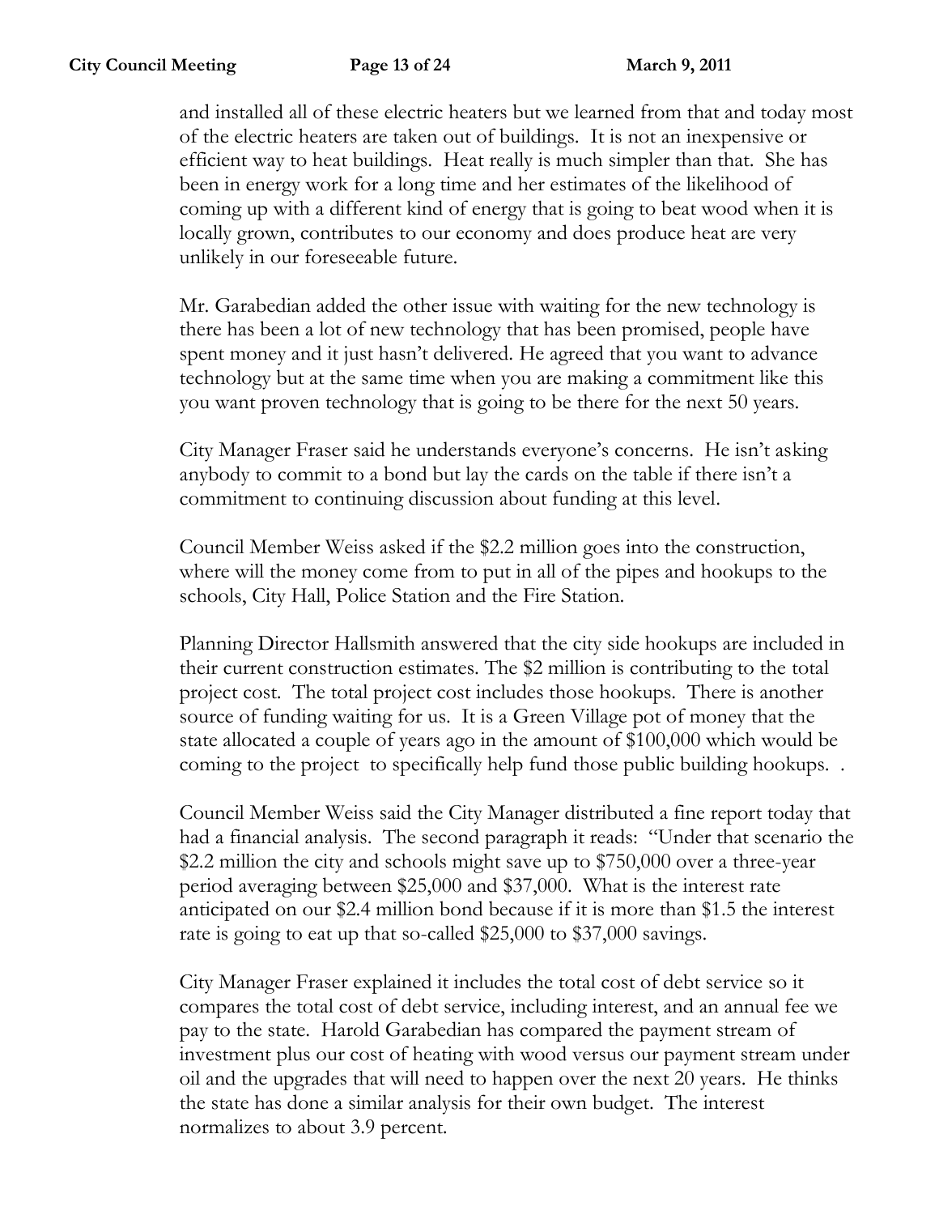and installed all of these electric heaters but we learned from that and today most of the electric heaters are taken out of buildings. It is not an inexpensive or efficient way to heat buildings. Heat really is much simpler than that. She has been in energy work for a long time and her estimates of the likelihood of coming up with a different kind of energy that is going to beat wood when it is locally grown, contributes to our economy and does produce heat are very unlikely in our foreseeable future.

Mr. Garabedian added the other issue with waiting for the new technology is there has been a lot of new technology that has been promised, people have spent money and it just hasn't delivered. He agreed that you want to advance technology but at the same time when you are making a commitment like this you want proven technology that is going to be there for the next 50 years.

City Manager Fraser said he understands everyone's concerns. He isn't asking anybody to commit to a bond but lay the cards on the table if there isn't a commitment to continuing discussion about funding at this level.

Council Member Weiss asked if the $2.2 million goes into the construction, where will the money come from to put in all of the pipes and hookups to the schools, City Hall, Police Station and the Fire Station.

Planning Director Hallsmith answered that the city side hookups are included in their current construction estimates. The $2 million is contributing to the total project cost. The total project cost includes those hookups. There is another source of funding waiting for us. It is a Green Village pot of money that the state allocated a couple of years ago in the amount of $100,000 which would be coming to the project to specifically help fund those public building hookups. .

Council Member Weiss said the City Manager distributed a fine report today that had a financial analysis. The second paragraph it reads: "Under that scenario the $2.2 million the city and schools might save up to $750,000 over a three-year period averaging between $25,000 and $37,000. What is the interest rate anticipated on our $2.4 million bond because if it is more than $1.5 the interest rate is going to eat up that so-called $25,000 to $37,000 savings.

City Manager Fraser explained it includes the total cost of debt service so it compares the total cost of debt service, including interest, and an annual fee we pay to the state. Harold Garabedian has compared the payment stream of investment plus our cost of heating with wood versus our payment stream under oil and the upgrades that will need to happen over the next 20 years. He thinks the state has done a similar analysis for their own budget. The interest normalizes to about 3.9 percent.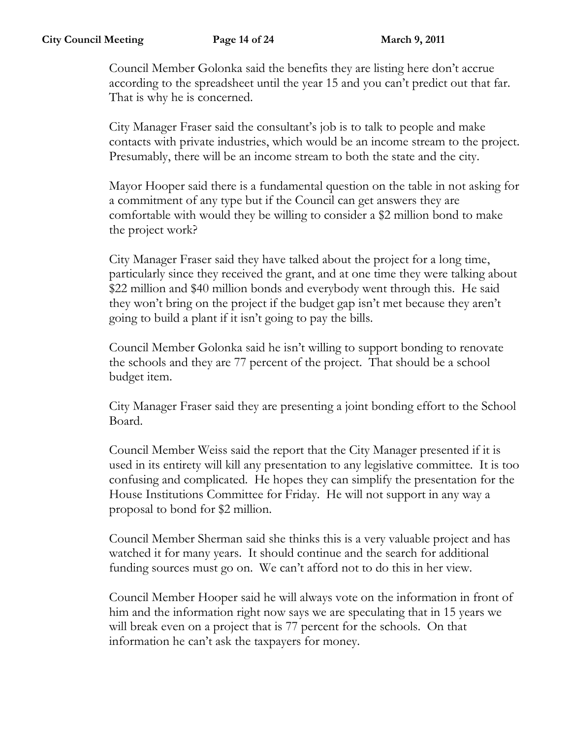Council Member Golonka said the benefits they are listing here don't accrue according to the spreadsheet until the year 15 and you can't predict out that far. That is why he is concerned.

City Manager Fraser said the consultant's job is to talk to people and make contacts with private industries, which would be an income stream to the project. Presumably, there will be an income stream to both the state and the city.

Mayor Hooper said there is a fundamental question on the table in not asking for a commitment of any type but if the Council can get answers they are comfortable with would they be willing to consider a $2 million bond to make the project work?

City Manager Fraser said they have talked about the project for a long time, particularly since they received the grant, and at one time they were talking about $22 million and $40 million bonds and everybody went through this. He said they won't bring on the project if the budget gap isn't met because they aren't going to build a plant if it isn't going to pay the bills.

Council Member Golonka said he isn't willing to support bonding to renovate the schools and they are 77 percent of the project. That should be a school budget item.

City Manager Fraser said they are presenting a joint bonding effort to the School Board.

Council Member Weiss said the report that the City Manager presented if it is used in its entirety will kill any presentation to any legislative committee. It is too confusing and complicated. He hopes they can simplify the presentation for the House Institutions Committee for Friday. He will not support in any way a proposal to bond for $2 million.

Council Member Sherman said she thinks this is a very valuable project and has watched it for many years. It should continue and the search for additional funding sources must go on. We can't afford not to do this in her view.

Council Member Hooper said he will always vote on the information in front of him and the information right now says we are speculating that in 15 years we will break even on a project that is 77 percent for the schools. On that information he can't ask the taxpayers for money.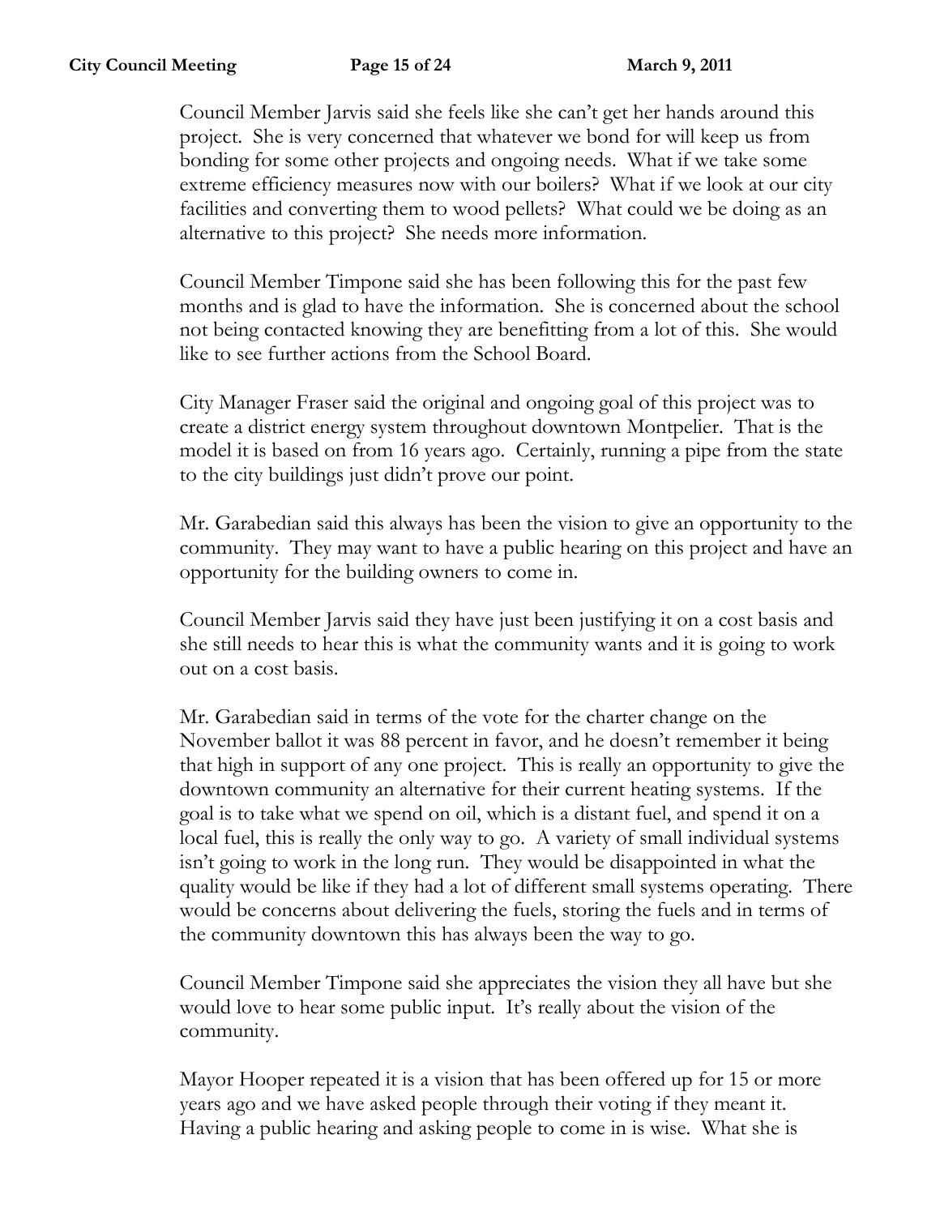Council Member Jarvis said she feels like she can't get her hands around this project. She is very concerned that whatever we bond for will keep us from bonding for some other projects and ongoing needs. What if we take some extreme efficiency measures now with our boilers? What if we look at our city facilities and converting them to wood pellets? What could we be doing as an alternative to this project? She needs more information.

Council Member Timpone said she has been following this for the past few months and is glad to have the information. She is concerned about the school not being contacted knowing they are benefitting from a lot of this. She would like to see further actions from the School Board.

City Manager Fraser said the original and ongoing goal of this project was to create a district energy system throughout downtown Montpelier. That is the model it is based on from 16 years ago. Certainly, running a pipe from the state to the city buildings just didn't prove our point.

Mr. Garabedian said this always has been the vision to give an opportunity to the community. They may want to have a public hearing on this project and have an opportunity for the building owners to come in.

Council Member Jarvis said they have just been justifying it on a cost basis and she still needs to hear this is what the community wants and it is going to work out on a cost basis.

Mr. Garabedian said in terms of the vote for the charter change on the November ballot it was 88 percent in favor, and he doesn't remember it being that high in support of any one project. This is really an opportunity to give the downtown community an alternative for their current heating systems. If the goal is to take what we spend on oil, which is a distant fuel, and spend it on a local fuel, this is really the only way to go. A variety of small individual systems isn't going to work in the long run. They would be disappointed in what the quality would be like if they had a lot of different small systems operating. There would be concerns about delivering the fuels, storing the fuels and in terms of the community downtown this has always been the way to go.

Council Member Timpone said she appreciates the vision they all have but she would love to hear some public input. It's really about the vision of the community.

Mayor Hooper repeated it is a vision that has been offered up for 15 or more years ago and we have asked people through their voting if they meant it. Having a public hearing and asking people to come in is wise. What she is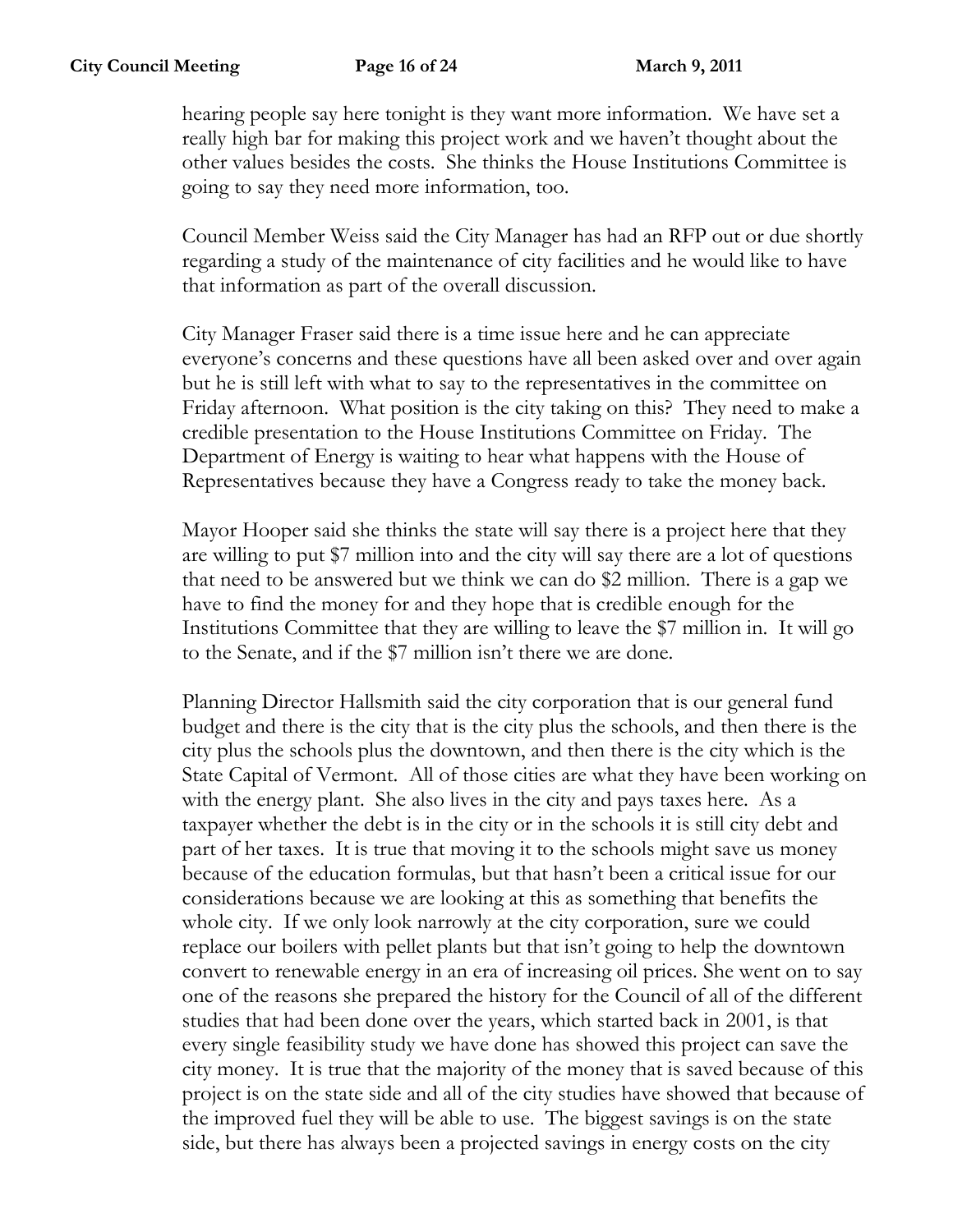hearing people say here tonight is they want more information. We have set a really high bar for making this project work and we haven't thought about the other values besides the costs. She thinks the House Institutions Committee is going to say they need more information, too.

Council Member Weiss said the City Manager has had an RFP out or due shortly regarding a study of the maintenance of city facilities and he would like to have that information as part of the overall discussion.

City Manager Fraser said there is a time issue here and he can appreciate everyone's concerns and these questions have all been asked over and over again but he is still left with what to say to the representatives in the committee on Friday afternoon. What position is the city taking on this? They need to make a credible presentation to the House Institutions Committee on Friday. The Department of Energy is waiting to hear what happens with the House of Representatives because they have a Congress ready to take the money back.

Mayor Hooper said she thinks the state will say there is a project here that they are willing to put $7 million into and the city will say there are a lot of questions that need to be answered but we think we can do $2 million. There is a gap we have to find the money for and they hope that is credible enough for the Institutions Committee that they are willing to leave the $7 million in. It will go to the Senate, and if the $7 million isn't there we are done.

Planning Director Hallsmith said the city corporation that is our general fund budget and there is the city that is the city plus the schools, and then there is the city plus the schools plus the downtown, and then there is the city which is the State Capital of Vermont. All of those cities are what they have been working on with the energy plant. She also lives in the city and pays taxes here. As a taxpayer whether the debt is in the city or in the schools it is still city debt and part of her taxes. It is true that moving it to the schools might save us money because of the education formulas, but that hasn't been a critical issue for our considerations because we are looking at this as something that benefits the whole city. If we only look narrowly at the city corporation, sure we could replace our boilers with pellet plants but that isn't going to help the downtown convert to renewable energy in an era of increasing oil prices. She went on to say one of the reasons she prepared the history for the Council of all of the different studies that had been done over the years, which started back in 2001, is that every single feasibility study we have done has showed this project can save the city money. It is true that the majority of the money that is saved because of this project is on the state side and all of the city studies have showed that because of the improved fuel they will be able to use. The biggest savings is on the state side, but there has always been a projected savings in energy costs on the city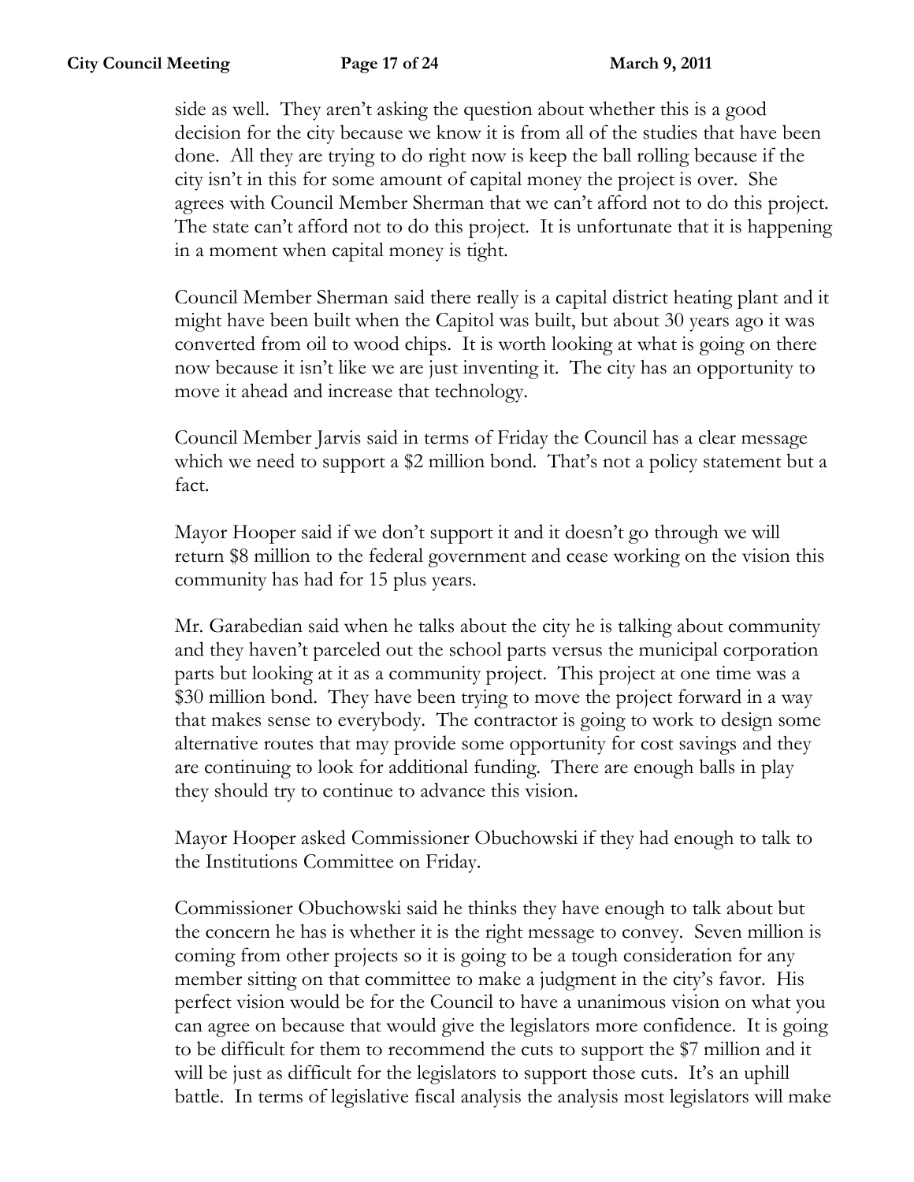side as well. They aren't asking the question about whether this is a good decision for the city because we know it is from all of the studies that have been done. All they are trying to do right now is keep the ball rolling because if the city isn't in this for some amount of capital money the project is over. She agrees with Council Member Sherman that we can't afford not to do this project. The state can't afford not to do this project. It is unfortunate that it is happening in a moment when capital money is tight.

Council Member Sherman said there really is a capital district heating plant and it might have been built when the Capitol was built, but about 30 years ago it was converted from oil to wood chips. It is worth looking at what is going on there now because it isn't like we are just inventing it. The city has an opportunity to move it ahead and increase that technology.

Council Member Jarvis said in terms of Friday the Council has a clear message which we need to support a $2 million bond. That's not a policy statement but a fact.

Mayor Hooper said if we don't support it and it doesn't go through we will return $8 million to the federal government and cease working on the vision this community has had for 15 plus years.

Mr. Garabedian said when he talks about the city he is talking about community and they haven't parceled out the school parts versus the municipal corporation parts but looking at it as a community project. This project at one time was a $30 million bond. They have been trying to move the project forward in a way that makes sense to everybody. The contractor is going to work to design some alternative routes that may provide some opportunity for cost savings and they are continuing to look for additional funding. There are enough balls in play they should try to continue to advance this vision.

Mayor Hooper asked Commissioner Obuchowski if they had enough to talk to the Institutions Committee on Friday.

Commissioner Obuchowski said he thinks they have enough to talk about but the concern he has is whether it is the right message to convey. Seven million is coming from other projects so it is going to be a tough consideration for any member sitting on that committee to make a judgment in the city's favor. His perfect vision would be for the Council to have a unanimous vision on what you can agree on because that would give the legislators more confidence. It is going to be difficult for them to recommend the cuts to support the $7 million and it will be just as difficult for the legislators to support those cuts. It's an uphill battle. In terms of legislative fiscal analysis the analysis most legislators will make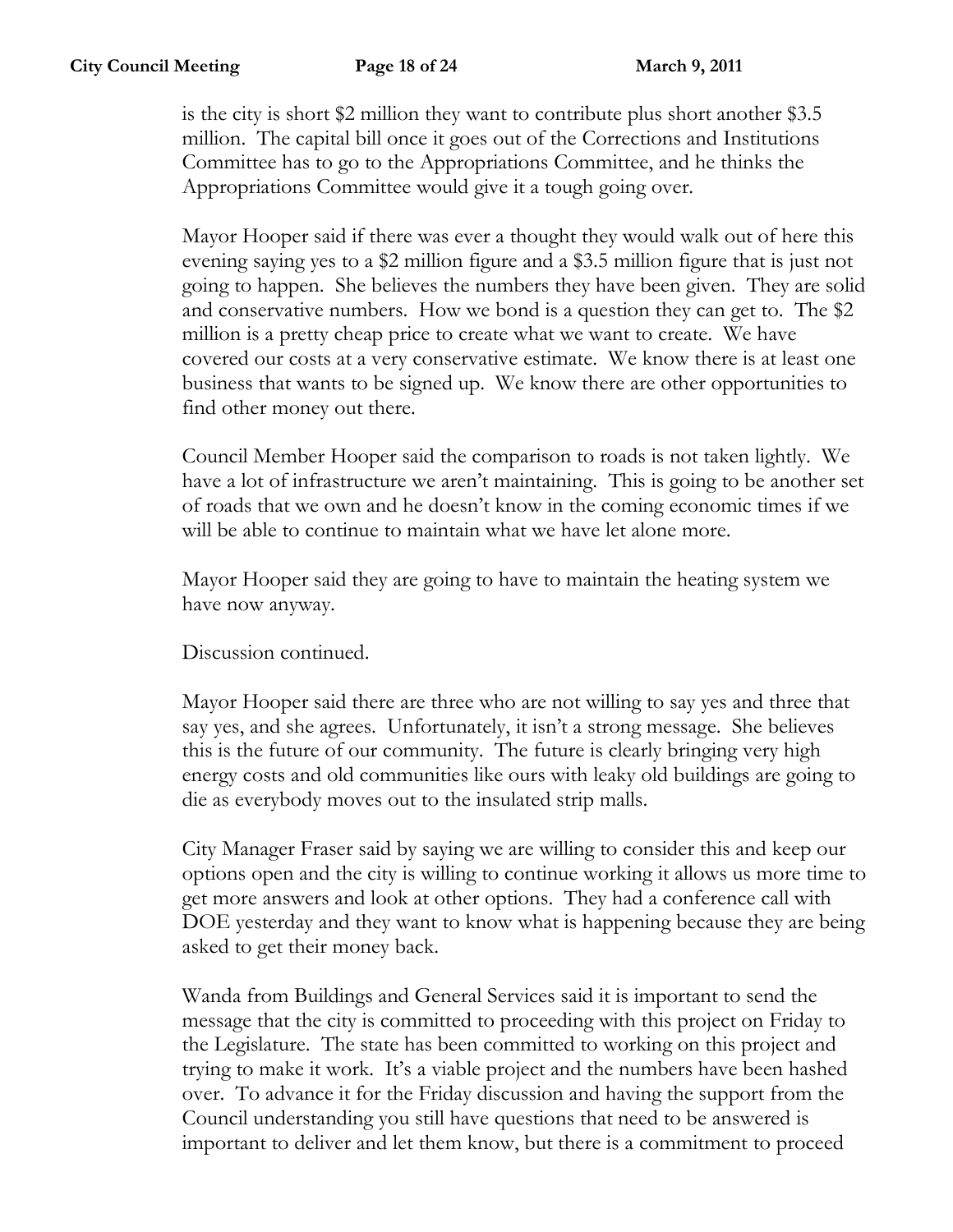is the city is short $2 million they want to contribute plus short another $3.5 million. The capital bill once it goes out of the Corrections and Institutions Committee has to go to the Appropriations Committee, and he thinks the Appropriations Committee would give it a tough going over.

Mayor Hooper said if there was ever a thought they would walk out of here this evening saying yes to a $2 million figure and a $3.5 million figure that is just not going to happen. She believes the numbers they have been given. They are solid and conservative numbers. How we bond is a question they can get to. The $2 million is a pretty cheap price to create what we want to create. We have covered our costs at a very conservative estimate. We know there is at least one business that wants to be signed up. We know there are other opportunities to find other money out there.

Council Member Hooper said the comparison to roads is not taken lightly. We have a lot of infrastructure we aren't maintaining. This is going to be another set of roads that we own and he doesn't know in the coming economic times if we will be able to continue to maintain what we have let alone more.

Mayor Hooper said they are going to have to maintain the heating system we have now anyway.

Discussion continued.

Mayor Hooper said there are three who are not willing to say yes and three that say yes, and she agrees. Unfortunately, it isn't a strong message. She believes this is the future of our community. The future is clearly bringing very high energy costs and old communities like ours with leaky old buildings are going to die as everybody moves out to the insulated strip malls.

City Manager Fraser said by saying we are willing to consider this and keep our options open and the city is willing to continue working it allows us more time to get more answers and look at other options. They had a conference call with DOE yesterday and they want to know what is happening because they are being asked to get their money back.

Wanda from Buildings and General Services said it is important to send the message that the city is committed to proceeding with this project on Friday to the Legislature. The state has been committed to working on this project and trying to make it work. It's a viable project and the numbers have been hashed over. To advance it for the Friday discussion and having the support from the Council understanding you still have questions that need to be answered is important to deliver and let them know, but there is a commitment to proceed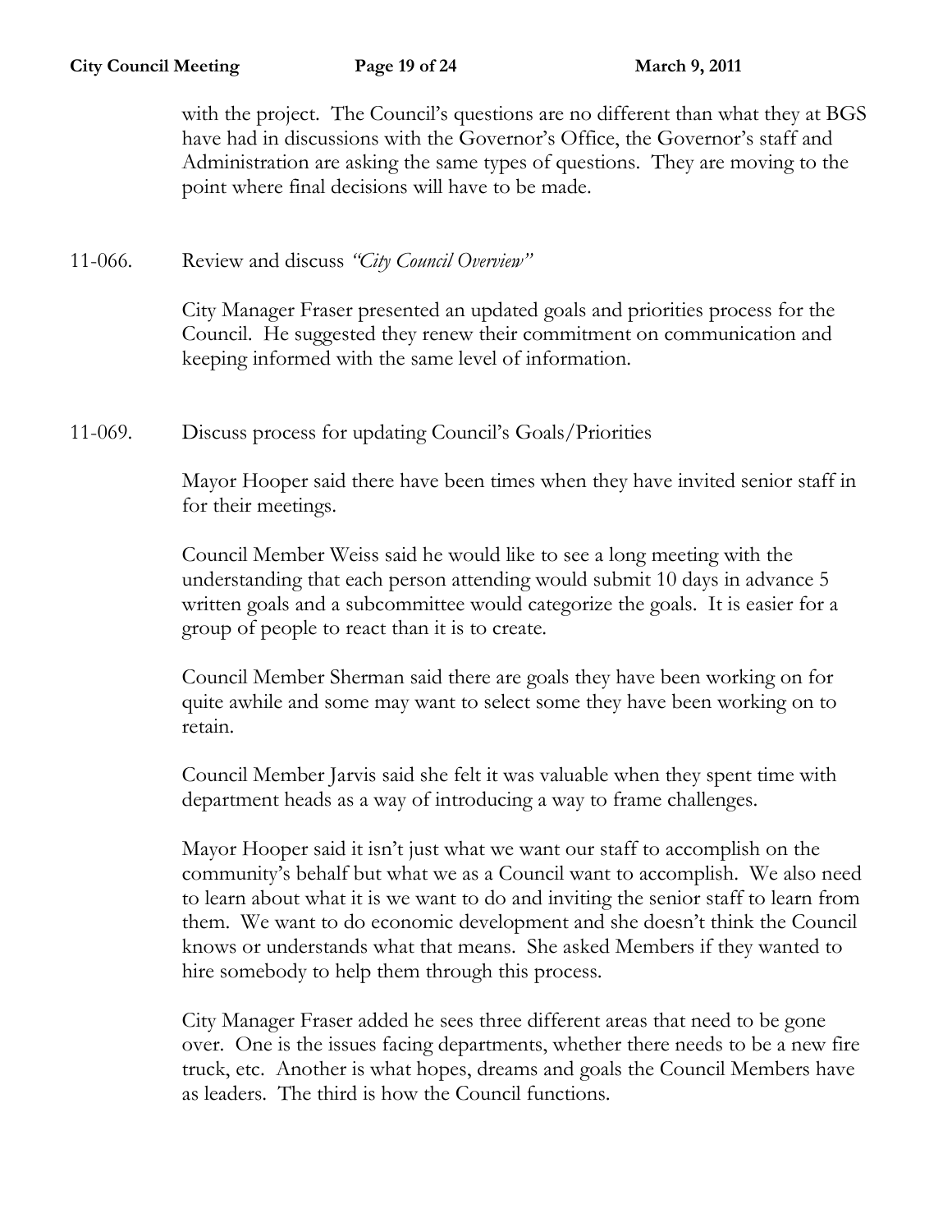with the project. The Council's questions are no different than what they at BGS have had in discussions with the Governor's Office, the Governor's staff and Administration are asking the same types of questions. They are moving to the point where final decisions will have to be made.

11-066. Review and discuss *"City Council Overview"*

City Manager Fraser presented an updated goals and priorities process for the Council. He suggested they renew their commitment on communication and keeping informed with the same level of information.

11-069. Discuss process for updating Council's Goals/Priorities

Mayor Hooper said there have been times when they have invited senior staff in for their meetings.

Council Member Weiss said he would like to see a long meeting with the understanding that each person attending would submit 10 days in advance 5 written goals and a subcommittee would categorize the goals. It is easier for a group of people to react than it is to create.

Council Member Sherman said there are goals they have been working on for quite awhile and some may want to select some they have been working on to retain.

Council Member Jarvis said she felt it was valuable when they spent time with department heads as a way of introducing a way to frame challenges.

Mayor Hooper said it isn't just what we want our staff to accomplish on the community's behalf but what we as a Council want to accomplish. We also need to learn about what it is we want to do and inviting the senior staff to learn from them. We want to do economic development and she doesn't think the Council knows or understands what that means. She asked Members if they wanted to hire somebody to help them through this process.

City Manager Fraser added he sees three different areas that need to be gone over. One is the issues facing departments, whether there needs to be a new fire truck, etc. Another is what hopes, dreams and goals the Council Members have as leaders. The third is how the Council functions.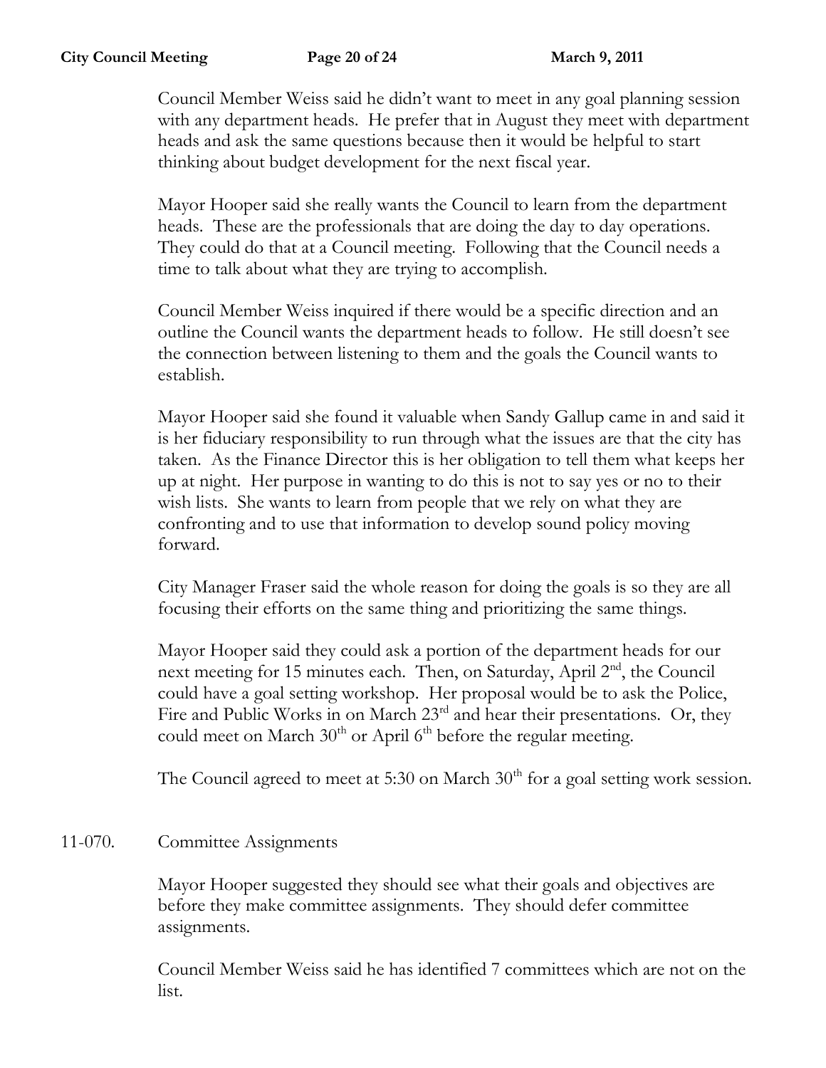Council Member Weiss said he didn't want to meet in any goal planning session with any department heads. He prefer that in August they meet with department heads and ask the same questions because then it would be helpful to start thinking about budget development for the next fiscal year.

Mayor Hooper said she really wants the Council to learn from the department heads. These are the professionals that are doing the day to day operations. They could do that at a Council meeting. Following that the Council needs a time to talk about what they are trying to accomplish.

Council Member Weiss inquired if there would be a specific direction and an outline the Council wants the department heads to follow. He still doesn't see the connection between listening to them and the goals the Council wants to establish.

Mayor Hooper said she found it valuable when Sandy Gallup came in and said it is her fiduciary responsibility to run through what the issues are that the city has taken. As the Finance Director this is her obligation to tell them what keeps her up at night. Her purpose in wanting to do this is not to say yes or no to their wish lists. She wants to learn from people that we rely on what they are confronting and to use that information to develop sound policy moving forward.

City Manager Fraser said the whole reason for doing the goals is so they are all focusing their efforts on the same thing and prioritizing the same things.

Mayor Hooper said they could ask a portion of the department heads for our next meeting for 15 minutes each. Then, on Saturday, April 2nd, the Council could have a goal setting workshop. Her proposal would be to ask the Police, Fire and Public Works in on March 23rd and hear their presentations. Or, they could meet on March 30th or April 6th before the regular meeting.

The Council agreed to meet at 5:30 on March 30th for a goal setting work session.

11-070. Committee Assignments

Mayor Hooper suggested they should see what their goals and objectives are before they make committee assignments. They should defer committee assignments.

Council Member Weiss said he has identified 7 committees which are not on the list.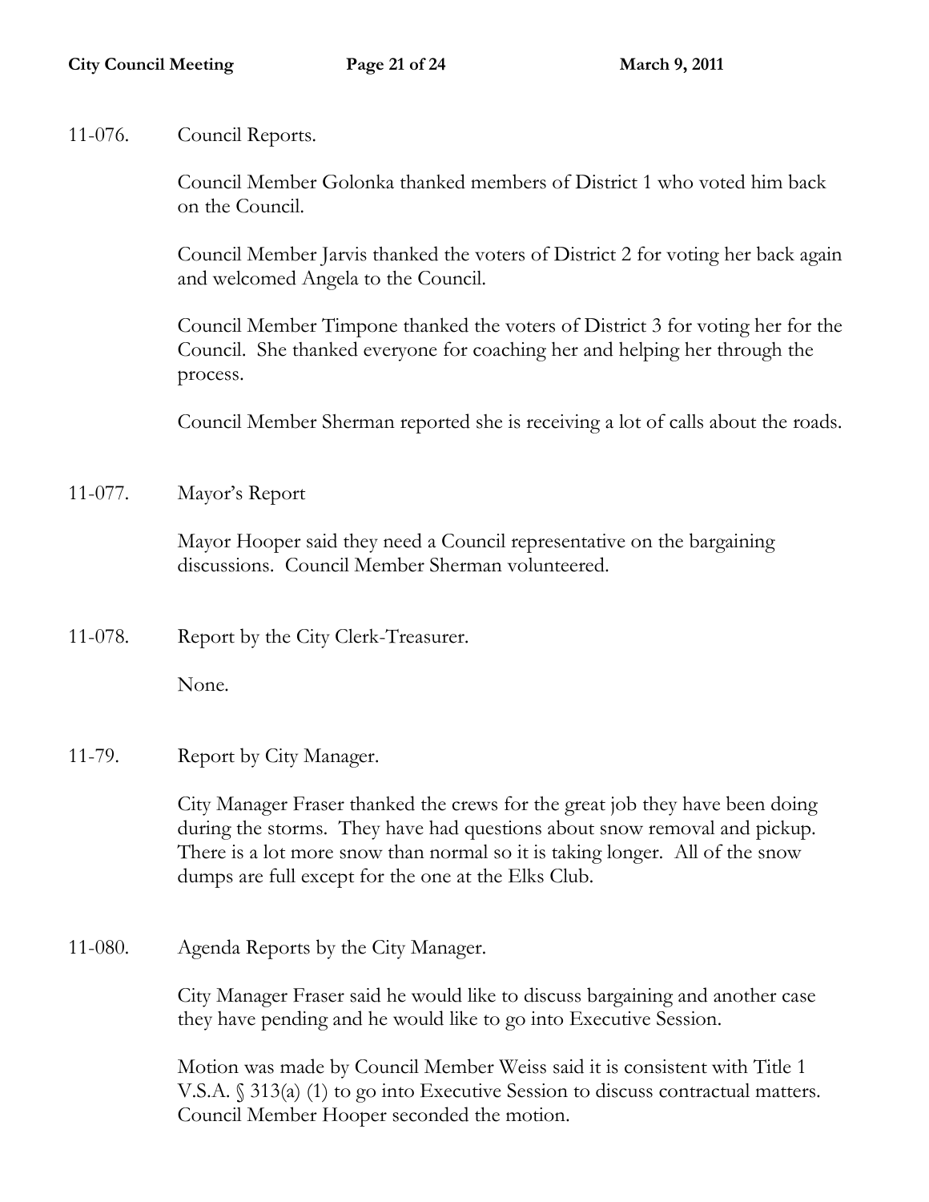11-076. Council Reports.

Council Member Golonka thanked members of District 1 who voted him back on the Council.

Council Member Jarvis thanked the voters of District 2 for voting her back again and welcomed Angela to the Council.

Council Member Timpone thanked the voters of District 3 for voting her for the Council. She thanked everyone for coaching her and helping her through the process.

Council Member Sherman reported she is receiving a lot of calls about the roads.

11-077. Mayor's Report

Mayor Hooper said they need a Council representative on the bargaining discussions. Council Member Sherman volunteered.

11-078. Report by the City Clerk-Treasurer.

None.

11-79. Report by City Manager.

City Manager Fraser thanked the crews for the great job they have been doing during the storms. They have had questions about snow removal and pickup. There is a lot more snow than normal so it is taking longer. All of the snow dumps are full except for the one at the Elks Club.

11-080. Agenda Reports by the City Manager.

City Manager Fraser said he would like to discuss bargaining and another case they have pending and he would like to go into Executive Session.

Motion was made by Council Member Weiss said it is consistent with Title 1 V.S.A. § 313(a) (1) to go into Executive Session to discuss contractual matters. Council Member Hooper seconded the motion.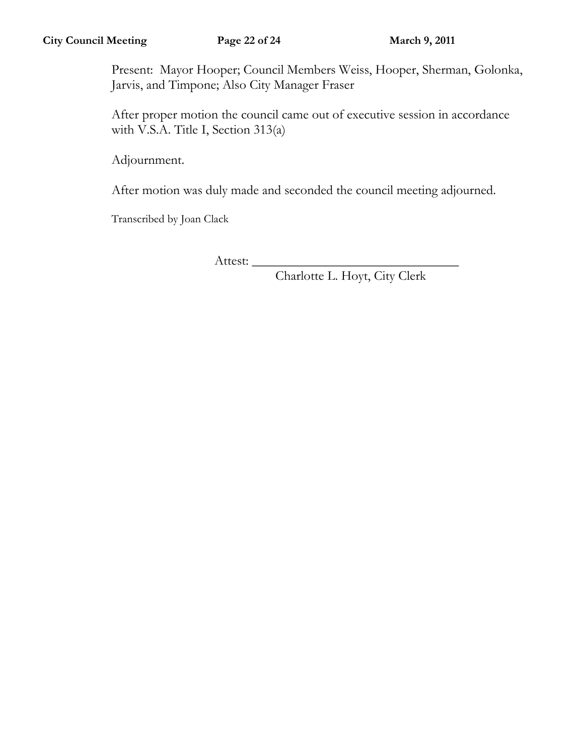Present: Mayor Hooper; Council Members Weiss, Hooper, Sherman, Golonka, Jarvis, and Timpone; Also City Manager Fraser

After proper motion the council came out of executive session in accordance with V.S.A. Title I, Section 313(a)

Adjournment.

After motion was duly made and seconded the council meeting adjourned.

Transcribed by Joan Clack

Attest: ________________________________

Charlotte L. Hoyt, City Clerk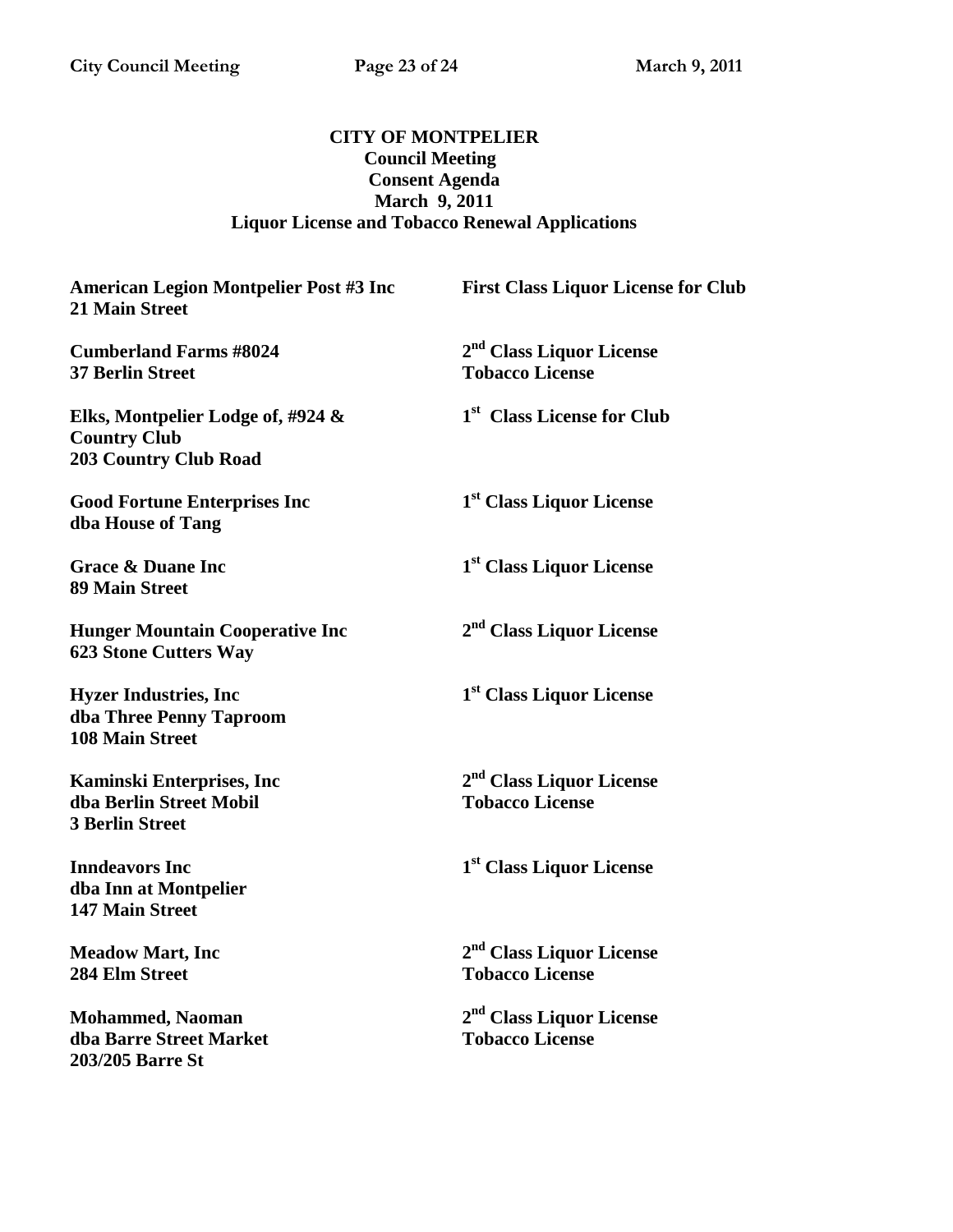**CITY OF MONTPELIER**
**Council Meeting**
**Consent Agenda**
**March 9, 2011**
**Liquor License and Tobacco Renewal Applications**

| | |
|---|---|
| **American Legion Montpelier Post #3 Inc**<br>**21 Main Street** | **First Class Liquor License for Club** |
| **Cumberland Farms #8024**<br>**37 Berlin Street** | **2nd Class Liquor License**<br>**Tobacco License** |
| **Elks, Montpelier Lodge of, #924 &**<br>**Country Club**<br>**203 Country Club Road** | **1st Class License for Club** |
| **Good Fortune Enterprises Inc**<br>**dba House of Tang** | **1st Class Liquor License** |
| **Grace & Duane Inc**<br>**89 Main Street** | **1st Class Liquor License** |
| **Hunger Mountain Cooperative Inc**<br>**623 Stone Cutters Way** | **2nd Class Liquor License** |
| **Hyzer Industries, Inc**<br>**dba Three Penny Taproom**<br>**108 Main Street** | **1st Class Liquor License** |
| **Kaminski Enterprises, Inc**<br>**dba Berlin Street Mobil**<br>**3 Berlin Street** | **2nd Class Liquor License**<br>**Tobacco License** |
| **Inndeavors Inc**<br>**dba Inn at Montpelier**<br>**147 Main Street** | **1st Class Liquor License** |
| **Meadow Mart, Inc**<br>**284 Elm Street** | **2nd Class Liquor License**<br>**Tobacco License** |
| **Mohammed, Naoman**<br>**dba Barre Street Market**<br>**203/205 Barre St** | **2nd Class Liquor License**<br>**Tobacco License** |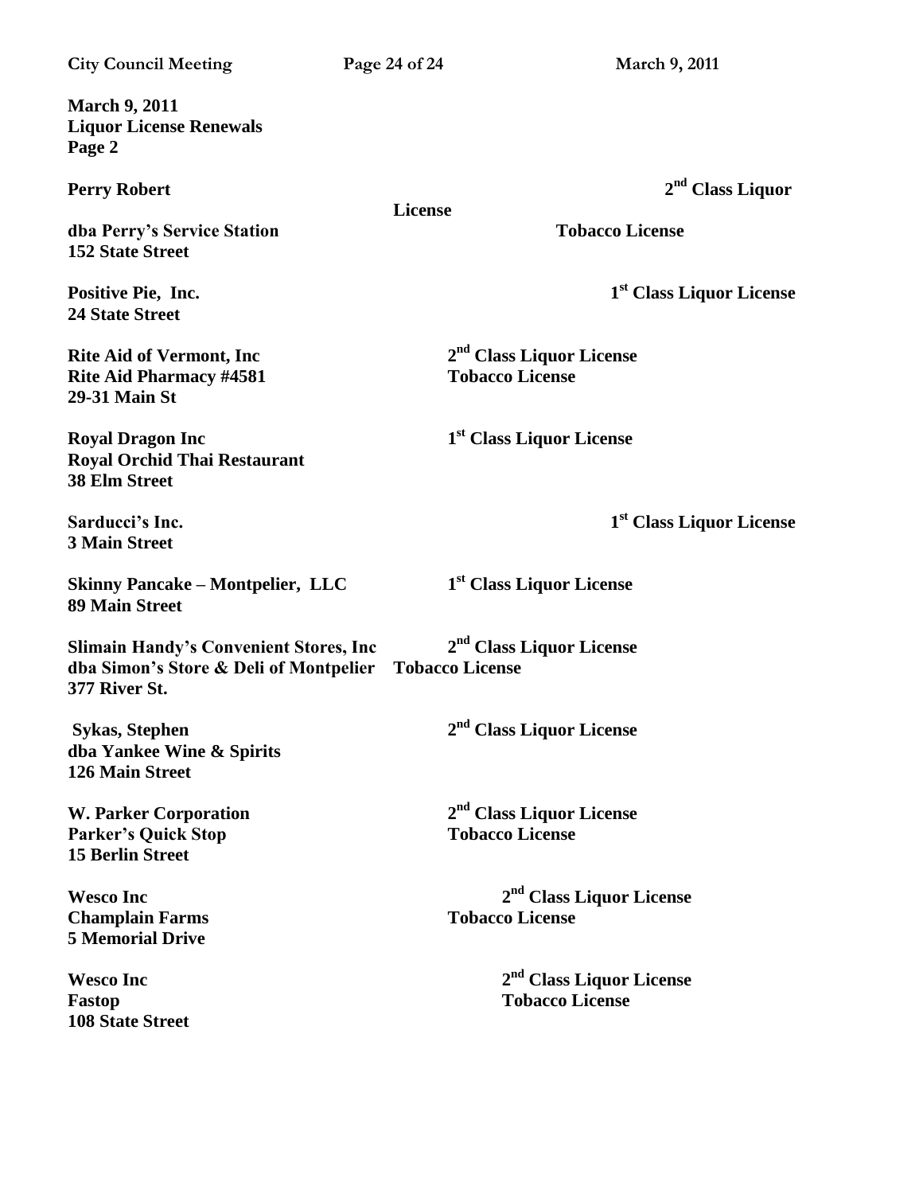**March 9, 2011**
**Liquor License Renewals**
**Page 2**

**Perry Robert** — **2nd Class Liquor License**
**dba Perry's Service Station** — **Tobacco License**
**152 State Street**

**Positive Pie, Inc.** — **1st Class Liquor License**
**24 State Street**

**Rite Aid of Vermont, Inc** — **2nd Class Liquor License**
**Rite Aid Pharmacy #4581** — **Tobacco License**
**29-31 Main St**

**Royal Dragon Inc** — **1st Class Liquor License**
**Royal Orchid Thai Restaurant**
**38 Elm Street**

**Sarducci's Inc.** — **1st Class Liquor License**
**3 Main Street**

**Skinny Pancake – Montpelier, LLC** — **1st Class Liquor License**
**89 Main Street**

**Slimain Handy's Convenient Stores, Inc** — **2nd Class Liquor License**
**dba Simon's Store & Deli of Montpelier** — **Tobacco License**
**377 River St.**

**Sykas, Stephen** — **2nd Class Liquor License**
**dba Yankee Wine & Spirits**
**126 Main Street**

**W. Parker Corporation** — **2nd Class Liquor License**
**Parker's Quick Stop** — **Tobacco License**
**15 Berlin Street**

**Wesco Inc** — **2nd Class Liquor License**
**Champlain Farms** — **Tobacco License**
**5 Memorial Drive**

**Wesco Inc** — **2nd Class Liquor License**
**Fastop** — **Tobacco License**
**108 State Street**